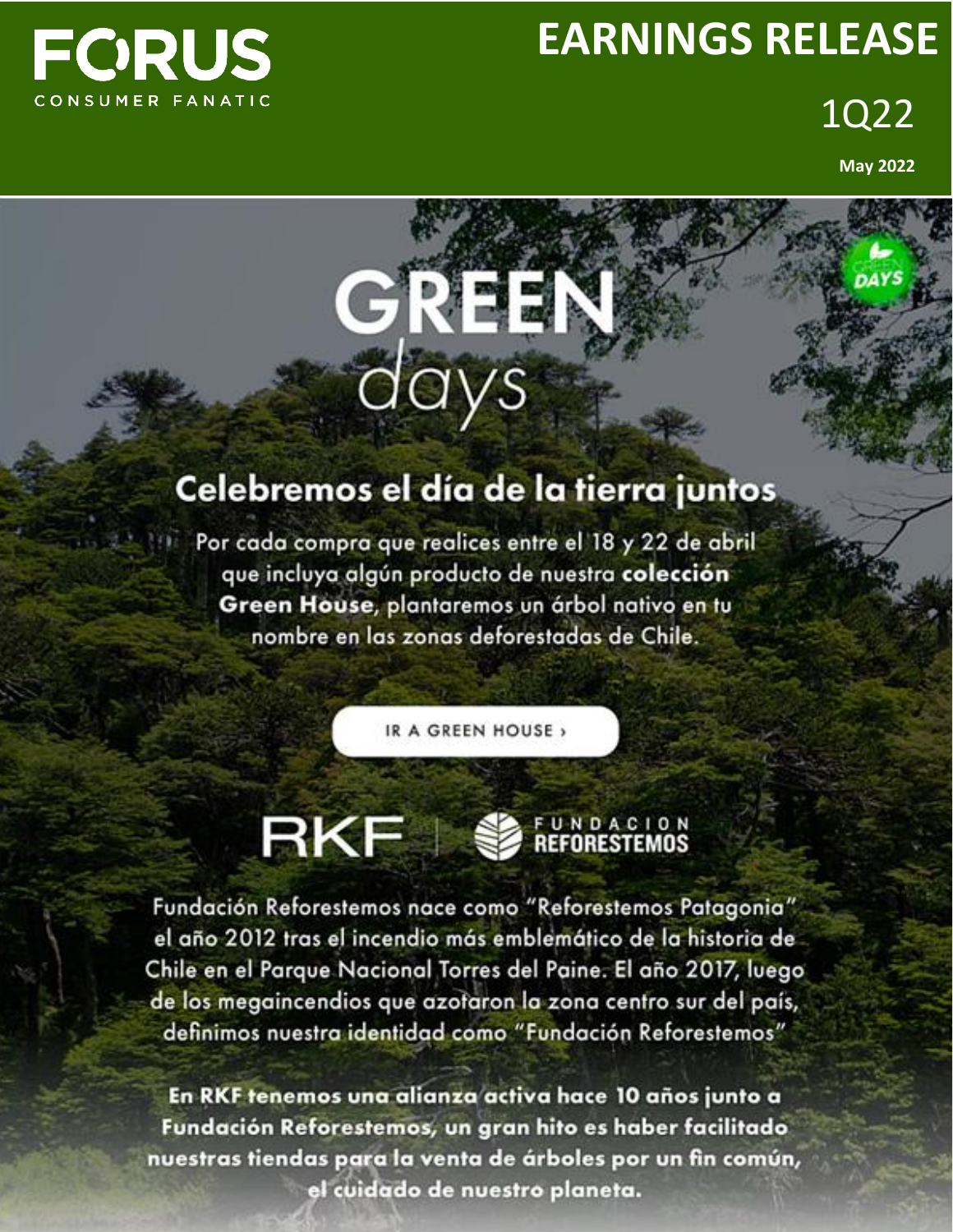# FORUS

CONSUMER FANATIC

# EARNINGS RELEASE

## 1Q22

**May 2022**

# GREEN days

GREEN DAYS

## Celebremos el día de la tierra juntos

Por cada compra que realices entre el 18 y 22 de abril que incluya algún producto de nuestra **colección Green House**, plantaremos un árbol nativo en tu nombre en las zonas deforestadas de Chile.

IR A GREEN HOUSE ›

RKF | FUNDACION REFORESTEMOS

Fundación Reforestemos nace como "Reforestemos Patagonia" el año 2012 tras el incendio más emblemático de la historia de Chile en el Parque Nacional Torres del Paine. El año 2017, luego de los megaincendios que azotaron la zona centro sur del país, definimos nuestra identidad como "Fundación Reforestemos"

**En RKF tenemos una alianza activa hace 10 años junto a Fundación Reforestemos, un gran hito es haber facilitado nuestras tiendas para la venta de árboles por un fin común, el cuidado de nuestro planeta.**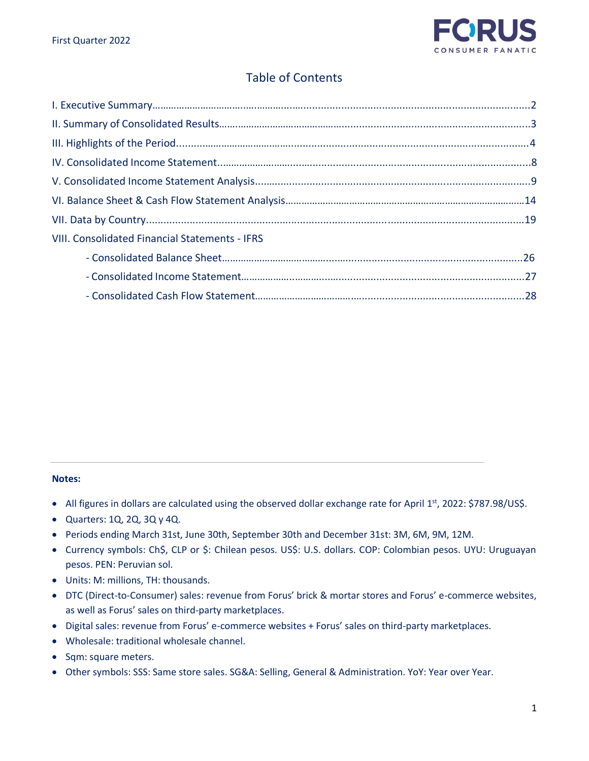## Table of Contents

I. Executive Summary.......................................................................................................2

II. Summary of Consolidated Results.....................................................................................3

III. Highlights of the Period...............................................................................................4

IV. Consolidated Income Statement.......................................................................................8

V. Consolidated Income Statement Analysis.............................................................................9

VI. Balance Sheet & Cash Flow Statement Analysis.....................................................................14

VII. Data by Country.........................................................................................................19

VIII. Consolidated Financial Statements - IFRS

- Consolidated Balance Sheet.......................................................................................26
- Consolidated Income Statement..................................................................................27
- Consolidated Cash Flow Statement..............................................................................28

**Notes:**

- All figures in dollars are calculated using the observed dollar exchange rate for April 1st, 2022: $787.98/US$.
- Quarters: 1Q, 2Q, 3Q y 4Q.
- Periods ending March 31st, June 30th, September 30th and December 31st: 3M, 6M, 9M, 12M.
- Currency symbols: Ch$, CLP or $: Chilean pesos. US$: U.S. dollars. COP: Colombian pesos. UYU: Uruguayan pesos. PEN: Peruvian sol.
- Units: M: millions, TH: thousands.
- DTC (Direct-to-Consumer) sales: revenue from Forus' brick & mortar stores and Forus' e-commerce websites, as well as Forus' sales on third-party marketplaces.
- Digital sales: revenue from Forus' e-commerce websites + Forus' sales on third-party marketplaces.
- Wholesale: traditional wholesale channel.
- Sqm: square meters.
- Other symbols: SSS: Same store sales. SG&A: Selling, General & Administration. YoY: Year over Year.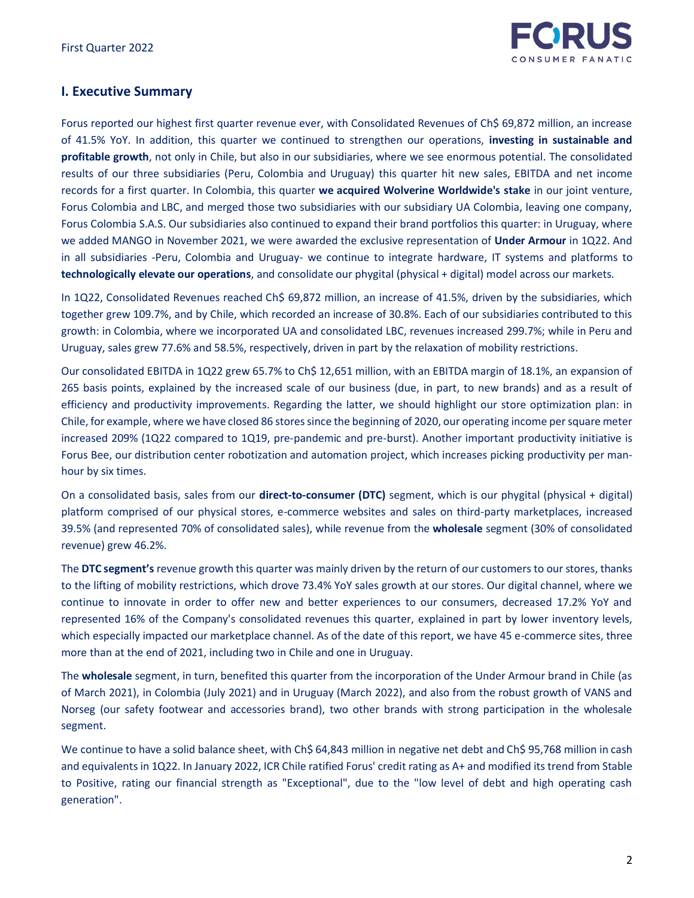## I. Executive Summary

Forus reported our highest first quarter revenue ever, with Consolidated Revenues of Ch$ 69,872 million, an increase of 41.5% YoY. In addition, this quarter we continued to strengthen our operations, **investing in sustainable and profitable growth**, not only in Chile, but also in our subsidiaries, where we see enormous potential. The consolidated results of our three subsidiaries (Peru, Colombia and Uruguay) this quarter hit new sales, EBITDA and net income records for a first quarter. In Colombia, this quarter **we acquired Wolverine Worldwide's stake** in our joint venture, Forus Colombia and LBC, and merged those two subsidiaries with our subsidiary UA Colombia, leaving one company, Forus Colombia S.A.S. Our subsidiaries also continued to expand their brand portfolios this quarter: in Uruguay, where we added MANGO in November 2021, we were awarded the exclusive representation of **Under Armour** in 1Q22. And in all subsidiaries -Peru, Colombia and Uruguay- we continue to integrate hardware, IT systems and platforms to **technologically elevate our operations**, and consolidate our phygital (physical + digital) model across our markets.

In 1Q22, Consolidated Revenues reached Ch$ 69,872 million, an increase of 41.5%, driven by the subsidiaries, which together grew 109.7%, and by Chile, which recorded an increase of 30.8%. Each of our subsidiaries contributed to this growth: in Colombia, where we incorporated UA and consolidated LBC, revenues increased 299.7%; while in Peru and Uruguay, sales grew 77.6% and 58.5%, respectively, driven in part by the relaxation of mobility restrictions.

Our consolidated EBITDA in 1Q22 grew 65.7% to Ch$ 12,651 million, with an EBITDA margin of 18.1%, an expansion of 265 basis points, explained by the increased scale of our business (due, in part, to new brands) and as a result of efficiency and productivity improvements. Regarding the latter, we should highlight our store optimization plan: in Chile, for example, where we have closed 86 stores since the beginning of 2020, our operating income per square meter increased 209% (1Q22 compared to 1Q19, pre-pandemic and pre-burst). Another important productivity initiative is Forus Bee, our distribution center robotization and automation project, which increases picking productivity per man-hour by six times.

On a consolidated basis, sales from our **direct-to-consumer (DTC)** segment, which is our phygital (physical + digital) platform comprised of our physical stores, e-commerce websites and sales on third-party marketplaces, increased 39.5% (and represented 70% of consolidated sales), while revenue from the **wholesale** segment (30% of consolidated revenue) grew 46.2%.

The **DTC segment's** revenue growth this quarter was mainly driven by the return of our customers to our stores, thanks to the lifting of mobility restrictions, which drove 73.4% YoY sales growth at our stores. Our digital channel, where we continue to innovate in order to offer new and better experiences to our consumers, decreased 17.2% YoY and represented 16% of the Company's consolidated revenues this quarter, explained in part by lower inventory levels, which especially impacted our marketplace channel. As of the date of this report, we have 45 e-commerce sites, three more than at the end of 2021, including two in Chile and one in Uruguay.

The **wholesale** segment, in turn, benefited this quarter from the incorporation of the Under Armour brand in Chile (as of March 2021), in Colombia (July 2021) and in Uruguay (March 2022), and also from the robust growth of VANS and Norseg (our safety footwear and accessories brand), two other brands with strong participation in the wholesale segment.

We continue to have a solid balance sheet, with Ch$ 64,843 million in negative net debt and Ch$ 95,768 million in cash and equivalents in 1Q22. In January 2022, ICR Chile ratified Forus' credit rating as A+ and modified its trend from Stable to Positive, rating our financial strength as "Exceptional", due to the "low level of debt and high operating cash generation".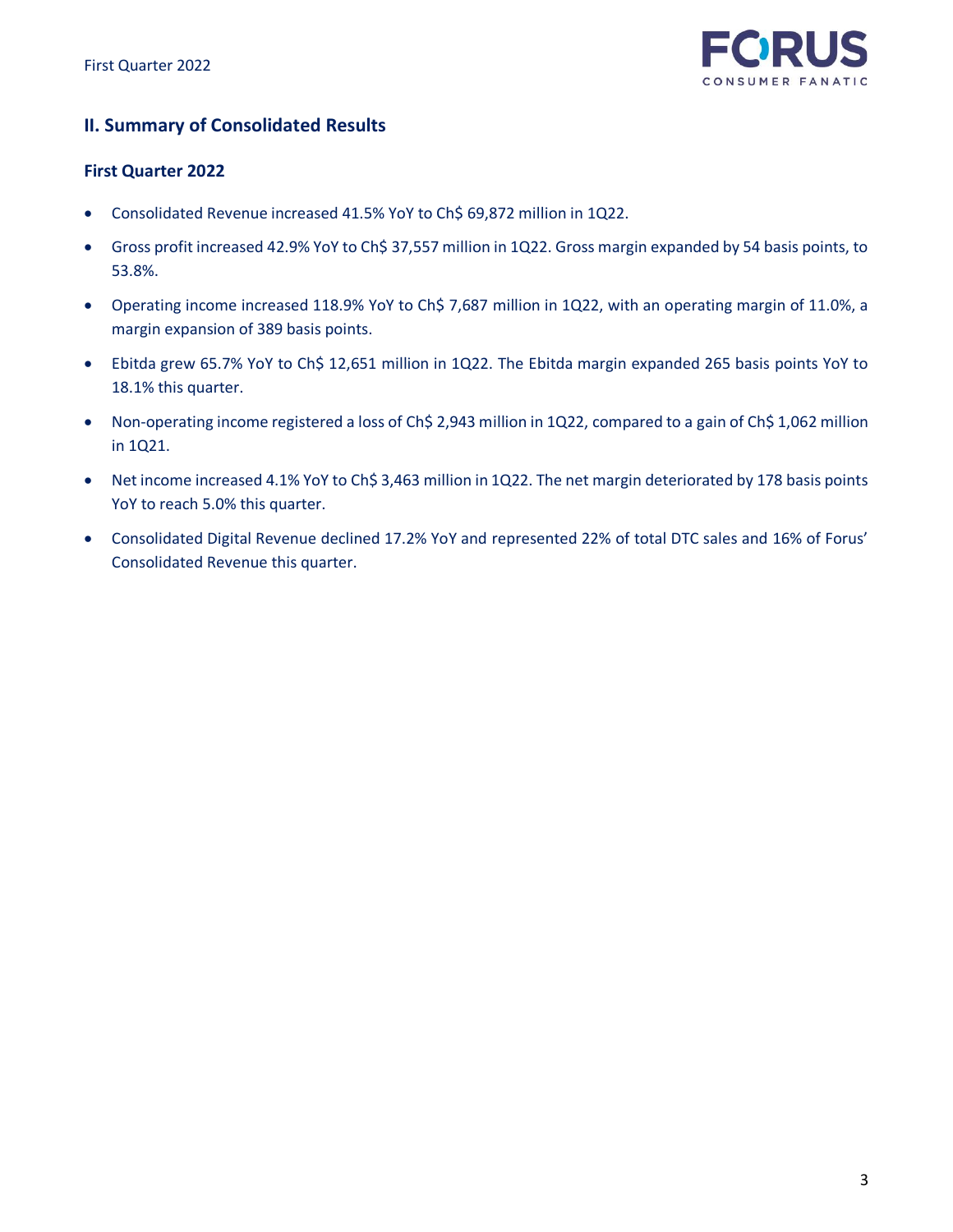## II. Summary of Consolidated Results

### First Quarter 2022

- Consolidated Revenue increased 41.5% YoY to Ch$ 69,872 million in 1Q22.
- Gross profit increased 42.9% YoY to Ch$ 37,557 million in 1Q22. Gross margin expanded by 54 basis points, to 53.8%.
- Operating income increased 118.9% YoY to Ch$ 7,687 million in 1Q22, with an operating margin of 11.0%, a margin expansion of 389 basis points.
- Ebitda grew 65.7% YoY to Ch$ 12,651 million in 1Q22. The Ebitda margin expanded 265 basis points YoY to 18.1% this quarter.
- Non-operating income registered a loss of Ch$ 2,943 million in 1Q22, compared to a gain of Ch$ 1,062 million in 1Q21.
- Net income increased 4.1% YoY to Ch$ 3,463 million in 1Q22. The net margin deteriorated by 178 basis points YoY to reach 5.0% this quarter.
- Consolidated Digital Revenue declined 17.2% YoY and represented 22% of total DTC sales and 16% of Forus' Consolidated Revenue this quarter.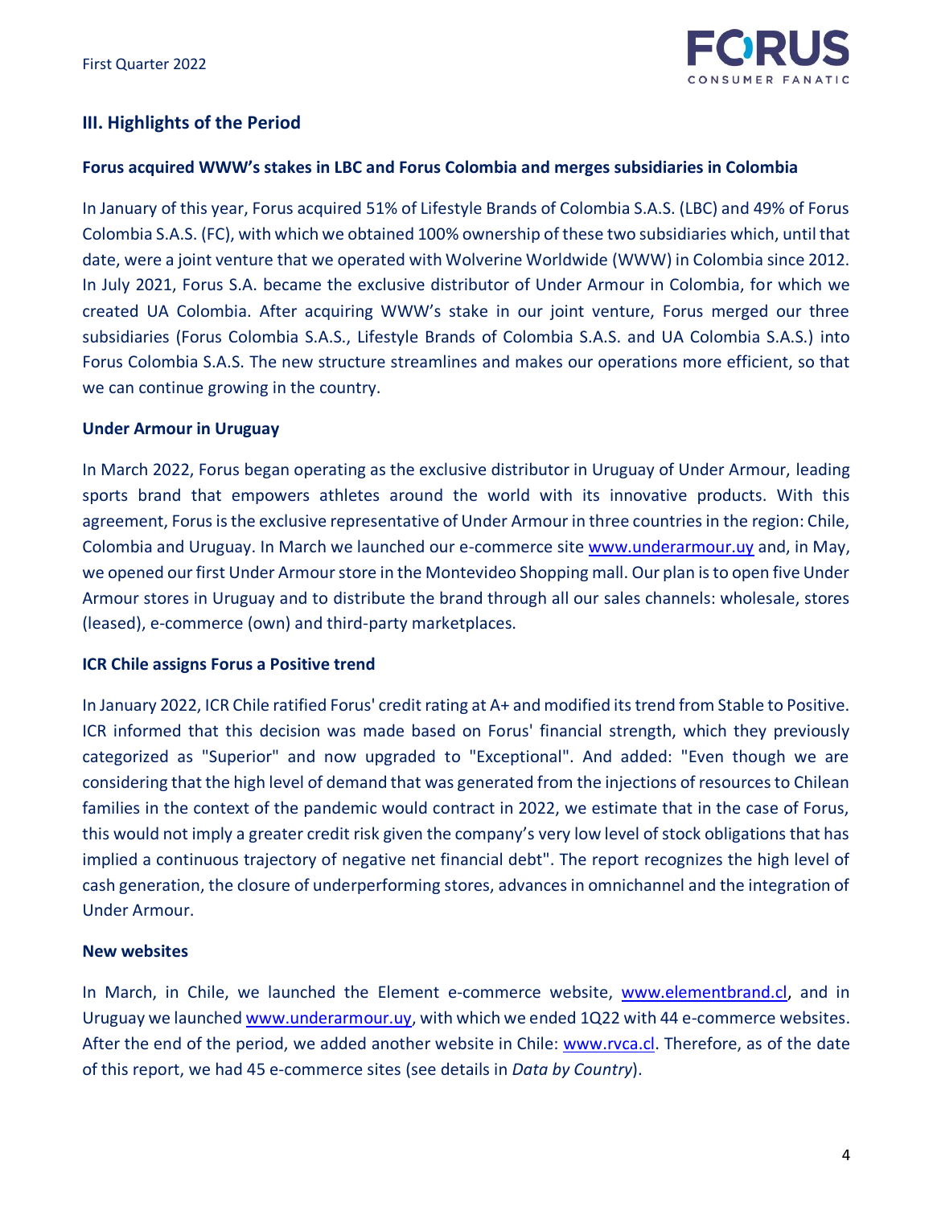## III. Highlights of the Period

**Forus acquired WWW's stakes in LBC and Forus Colombia and merges subsidiaries in Colombia**

In January of this year, Forus acquired 51% of Lifestyle Brands of Colombia S.A.S. (LBC) and 49% of Forus Colombia S.A.S. (FC), with which we obtained 100% ownership of these two subsidiaries which, until that date, were a joint venture that we operated with Wolverine Worldwide (WWW) in Colombia since 2012. In July 2021, Forus S.A. became the exclusive distributor of Under Armour in Colombia, for which we created UA Colombia. After acquiring WWW's stake in our joint venture, Forus merged our three subsidiaries (Forus Colombia S.A.S., Lifestyle Brands of Colombia S.A.S. and UA Colombia S.A.S.) into Forus Colombia S.A.S. The new structure streamlines and makes our operations more efficient, so that we can continue growing in the country.

**Under Armour in Uruguay**

In March 2022, Forus began operating as the exclusive distributor in Uruguay of Under Armour, leading sports brand that empowers athletes around the world with its innovative products. With this agreement, Forus is the exclusive representative of Under Armour in three countries in the region: Chile, Colombia and Uruguay. In March we launched our e-commerce site www.underarmour.uy and, in May, we opened our first Under Armour store in the Montevideo Shopping mall. Our plan is to open five Under Armour stores in Uruguay and to distribute the brand through all our sales channels: wholesale, stores (leased), e-commerce (own) and third-party marketplaces.

**ICR Chile assigns Forus a Positive trend**

In January 2022, ICR Chile ratified Forus' credit rating at A+ and modified its trend from Stable to Positive. ICR informed that this decision was made based on Forus' financial strength, which they previously categorized as "Superior" and now upgraded to "Exceptional". And added: "Even though we are considering that the high level of demand that was generated from the injections of resources to Chilean families in the context of the pandemic would contract in 2022, we estimate that in the case of Forus, this would not imply a greater credit risk given the company's very low level of stock obligations that has implied a continuous trajectory of negative net financial debt". The report recognizes the high level of cash generation, the closure of underperforming stores, advances in omnichannel and the integration of Under Armour.

**New websites**

In March, in Chile, we launched the Element e-commerce website, www.elementbrand.cl, and in Uruguay we launched www.underarmour.uy, with which we ended 1Q22 with 44 e-commerce websites. After the end of the period, we added another website in Chile: www.rvca.cl. Therefore, as of the date of this report, we had 45 e-commerce sites (see details in *Data by Country*).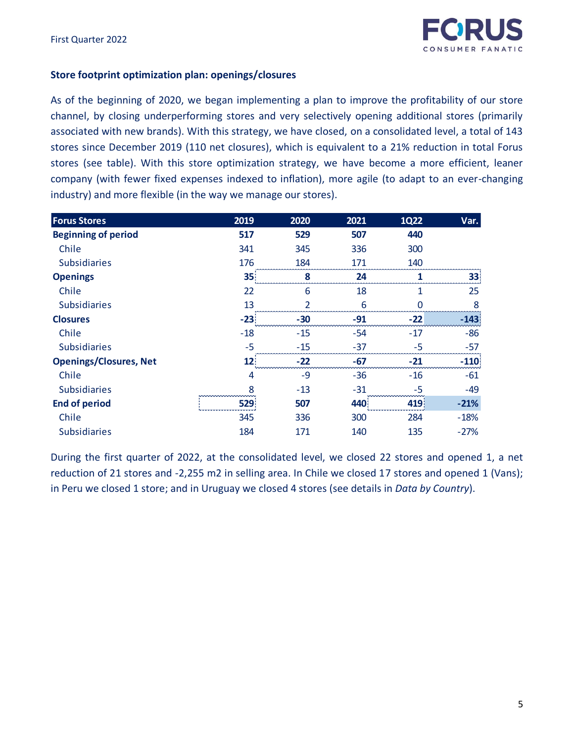### Store footprint optimization plan: openings/closures

As of the beginning of 2020, we began implementing a plan to improve the profitability of our store channel, by closing underperforming stores and very selectively opening additional stores (primarily associated with new brands). With this strategy, we have closed, on a consolidated level, a total of 143 stores since December 2019 (110 net closures), which is equivalent to a 21% reduction in total Forus stores (see table). With this store optimization strategy, we have become a more efficient, leaner company (with fewer fixed expenses indexed to inflation), more agile (to adapt to an ever-changing industry) and more flexible (in the way we manage our stores).

| Forus Stores | 2019 | 2020 | 2021 | 1Q22 | Var. |
|---|---|---|---|---|---|
| **Beginning of period** | **517** | **529** | **507** | **440** | |
| Chile | 341 | 345 | 336 | 300 | |
| Subsidiaries | 176 | 184 | 171 | 140 | |
| **Openings** | **35** | **8** | **24** | **1** | **33** |
| Chile | 22 | 6 | 18 | 1 | 25 |
| Subsidiaries | 13 | 2 | 6 | 0 | 8 |
| **Closures** | **-23** | **-30** | **-91** | **-22** | **-143** |
| Chile | -18 | -15 | -54 | -17 | -86 |
| Subsidiaries | -5 | -15 | -37 | -5 | -57 |
| **Openings/Closures, Net** | **12** | **-22** | **-67** | **-21** | **-110** |
| Chile | 4 | -9 | -36 | -16 | -61 |
| Subsidiaries | 8 | -13 | -31 | -5 | -49 |
| **End of period** | **529** | **507** | **440** | **419** | **-21%** |
| Chile | 345 | 336 | 300 | 284 | -18% |
| Subsidiaries | 184 | 171 | 140 | 135 | -27% |

During the first quarter of 2022, at the consolidated level, we closed 22 stores and opened 1, a net reduction of 21 stores and -2,255 m2 in selling area. In Chile we closed 17 stores and opened 1 (Vans); in Peru we closed 1 store; and in Uruguay we closed 4 stores (see details in *Data by Country*).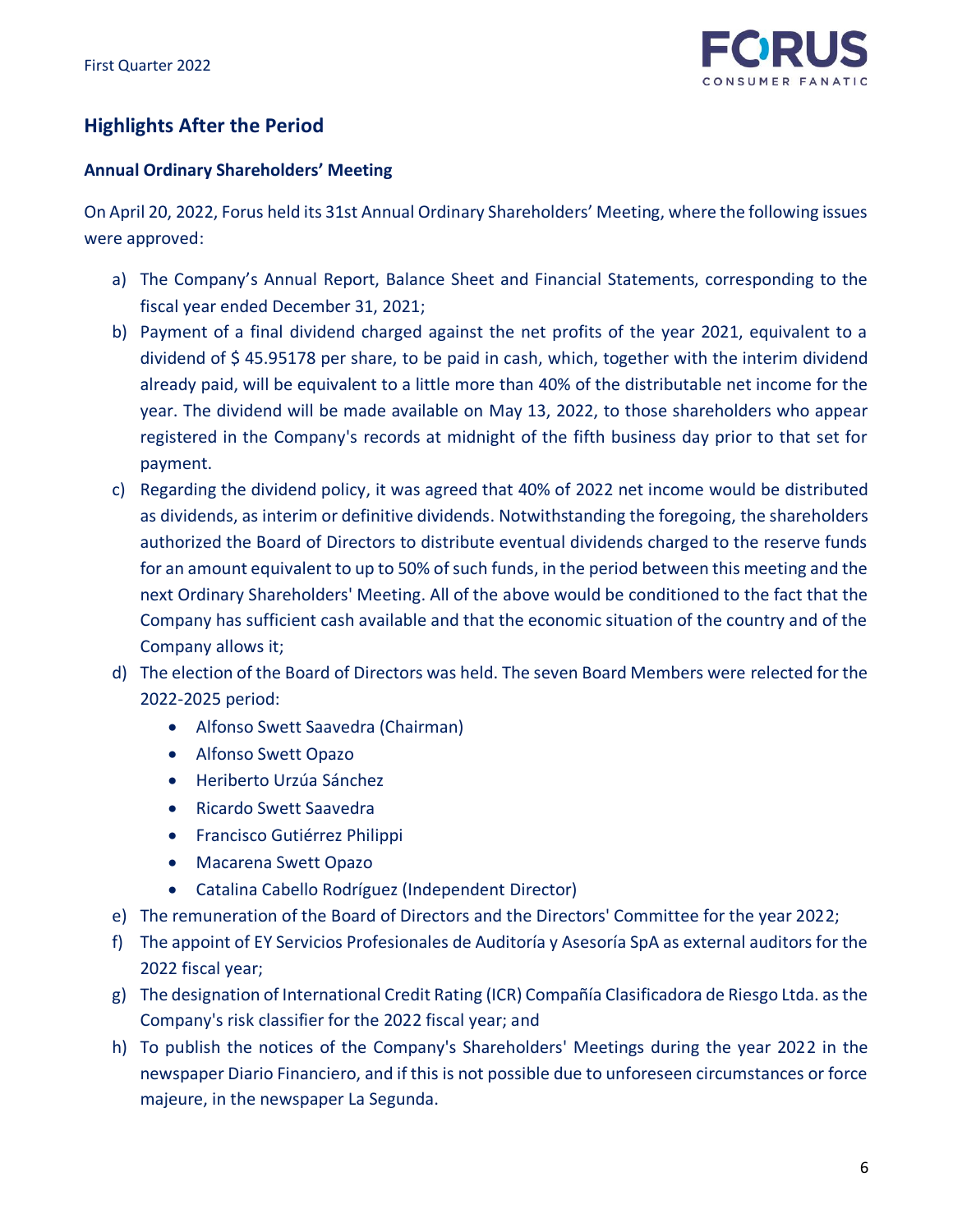## Highlights After the Period

### Annual Ordinary Shareholders' Meeting

On April 20, 2022, Forus held its 31st Annual Ordinary Shareholders' Meeting, where the following issues were approved:

a) The Company's Annual Report, Balance Sheet and Financial Statements, corresponding to the fiscal year ended December 31, 2021;

b) Payment of a final dividend charged against the net profits of the year 2021, equivalent to a dividend of $ 45.95178 per share, to be paid in cash, which, together with the interim dividend already paid, will be equivalent to a little more than 40% of the distributable net income for the year. The dividend will be made available on May 13, 2022, to those shareholders who appear registered in the Company's records at midnight of the fifth business day prior to that set for payment.

c) Regarding the dividend policy, it was agreed that 40% of 2022 net income would be distributed as dividends, as interim or definitive dividends. Notwithstanding the foregoing, the shareholders authorized the Board of Directors to distribute eventual dividends charged to the reserve funds for an amount equivalent to up to 50% of such funds, in the period between this meeting and the next Ordinary Shareholders' Meeting. All of the above would be conditioned to the fact that the Company has sufficient cash available and that the economic situation of the country and of the Company allows it;

d) The election of the Board of Directors was held. The seven Board Members were relected for the 2022-2025 period:
   - Alfonso Swett Saavedra (Chairman)
   - Alfonso Swett Opazo
   - Heriberto Urzúa Sánchez
   - Ricardo Swett Saavedra
   - Francisco Gutiérrez Philippi
   - Macarena Swett Opazo
   - Catalina Cabello Rodríguez (Independent Director)

e) The remuneration of the Board of Directors and the Directors' Committee for the year 2022;

f) The appoint of EY Servicios Profesionales de Auditoría y Asesoría SpA as external auditors for the 2022 fiscal year;

g) The designation of International Credit Rating (ICR) Compañía Clasificadora de Riesgo Ltda. as the Company's risk classifier for the 2022 fiscal year; and

h) To publish the notices of the Company's Shareholders' Meetings during the year 2022 in the newspaper Diario Financiero, and if this is not possible due to unforeseen circumstances or force majeure, in the newspaper La Segunda.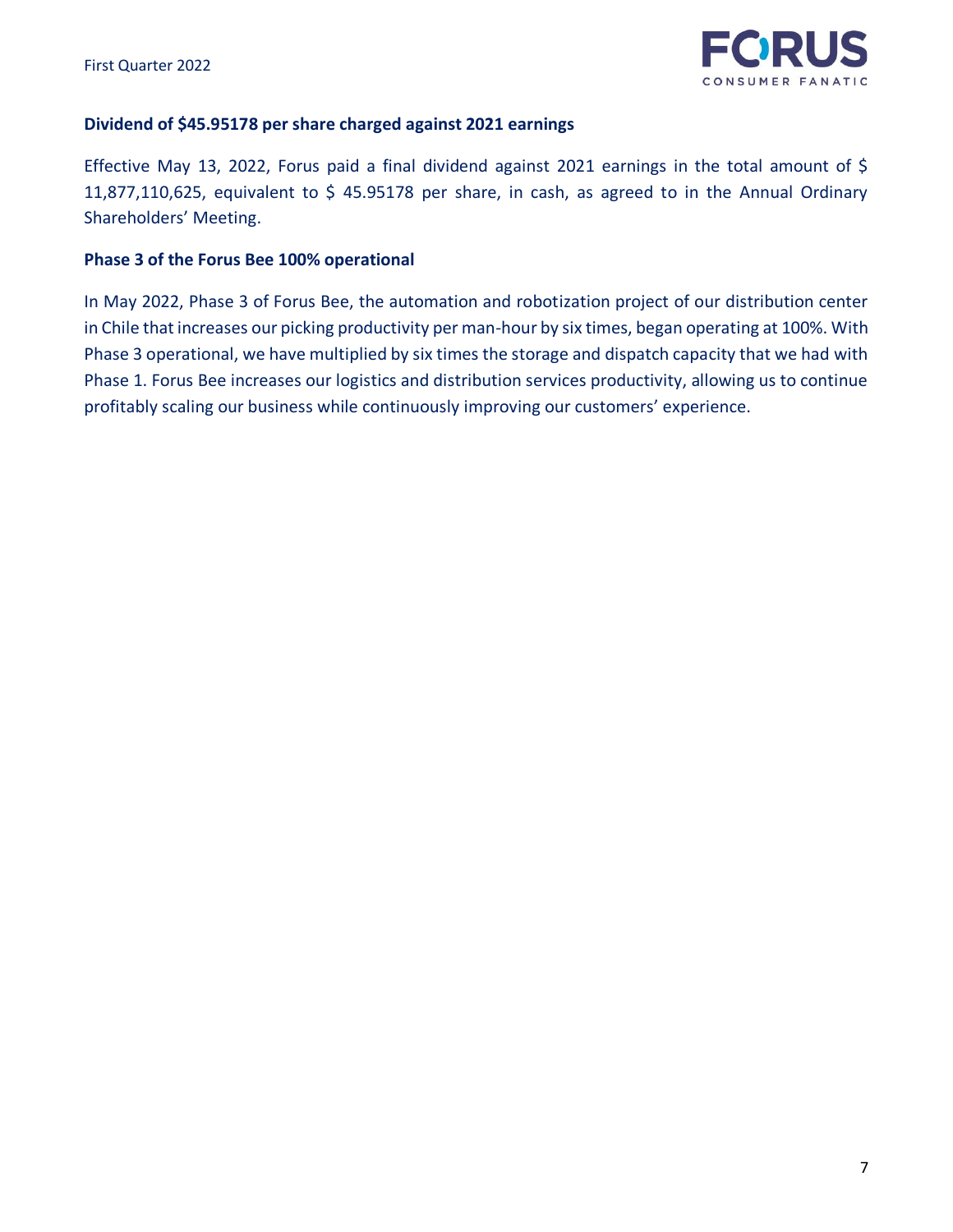**Dividend of $45.95178 per share charged against 2021 earnings**

Effective May 13, 2022, Forus paid a final dividend against 2021 earnings in the total amount of $ 11,877,110,625, equivalent to $ 45.95178 per share, in cash, as agreed to in the Annual Ordinary Shareholders' Meeting.

**Phase 3 of the Forus Bee 100% operational**

In May 2022, Phase 3 of Forus Bee, the automation and robotization project of our distribution center in Chile that increases our picking productivity per man-hour by six times, began operating at 100%. With Phase 3 operational, we have multiplied by six times the storage and dispatch capacity that we had with Phase 1. Forus Bee increases our logistics and distribution services productivity, allowing us to continue profitably scaling our business while continuously improving our customers' experience.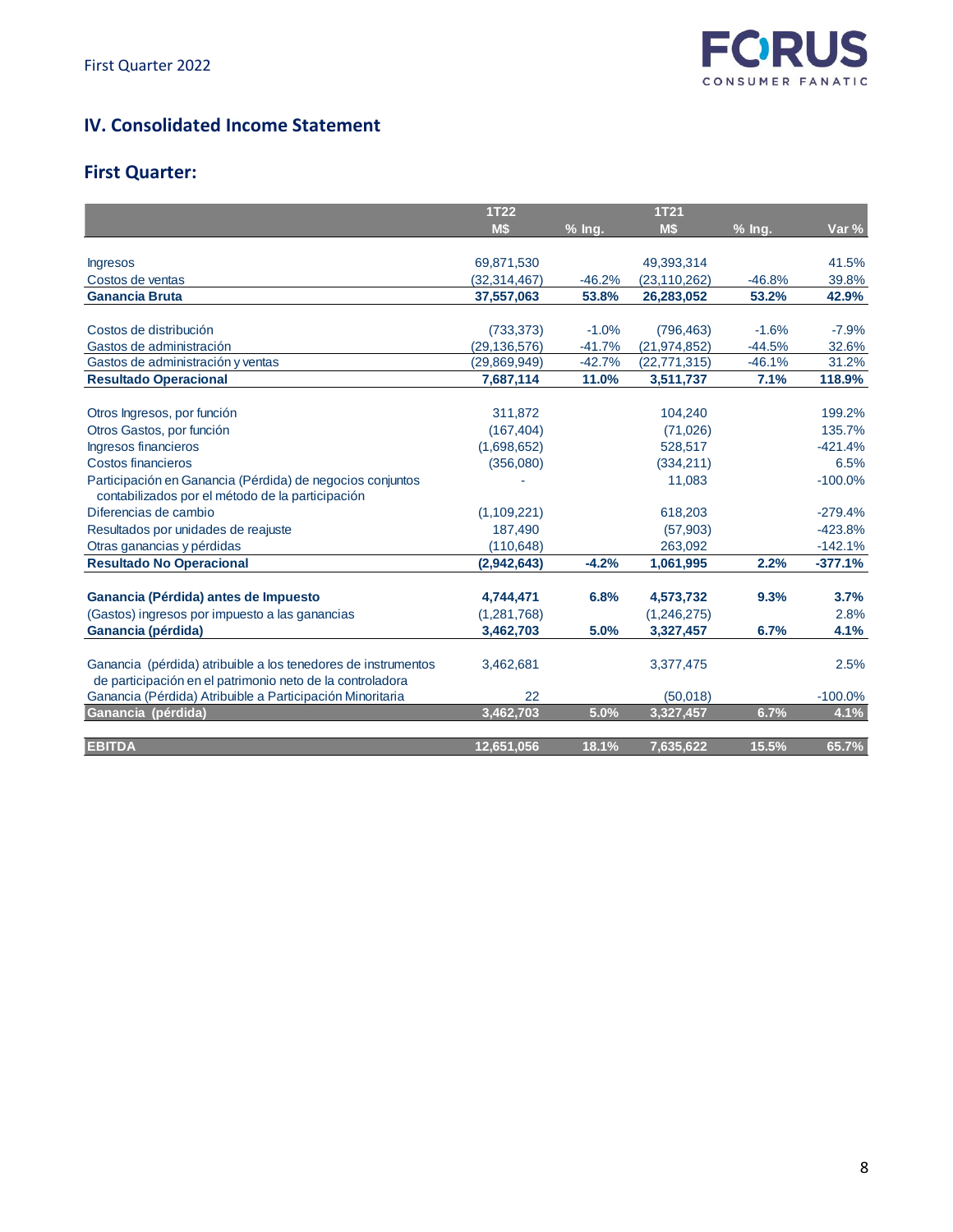## IV. Consolidated Income Statement

### First Quarter:

| | 1T22 M$ | % Ing. | 1T21 M$ | % Ing. | Var % |
|---|---|---|---|---|---|
| Ingresos | 69,871,530 | | 49,393,314 | | 41.5% |
| Costos de ventas | (32,314,467) | -46.2% | (23,110,262) | -46.8% | 39.8% |
| **Ganancia Bruta** | **37,557,063** | **53.8%** | **26,283,052** | **53.2%** | **42.9%** |
| | | | | | |
| Costos de distribución | (733,373) | -1.0% | (796,463) | -1.6% | -7.9% |
| Gastos de administración | (29,136,576) | -41.7% | (21,974,852) | -44.5% | 32.6% |
| Gastos de administración y ventas | (29,869,949) | -42.7% | (22,771,315) | -46.1% | 31.2% |
| **Resultado Operacional** | **7,687,114** | **11.0%** | **3,511,737** | **7.1%** | **118.9%** |
| | | | | | |
| Otros Ingresos, por función | 311,872 | | 104,240 | | 199.2% |
| Otros Gastos, por función | (167,404) | | (71,026) | | 135.7% |
| Ingresos financieros | (1,698,652) | | 528,517 | | -421.4% |
| Costos financieros | (356,080) | | (334,211) | | 6.5% |
| Participación en Ganancia (Pérdida) de negocios conjuntos contabilizados por el método de la participación | - | | 11,083 | | -100.0% |
| Diferencias de cambio | (1,109,221) | | 618,203 | | -279.4% |
| Resultados por unidades de reajuste | 187,490 | | (57,903) | | -423.8% |
| Otras ganancias y pérdidas | (110,648) | | 263,092 | | -142.1% |
| **Resultado No Operacional** | **(2,942,643)** | **-4.2%** | **1,061,995** | **2.2%** | **-377.1%** |
| | | | | | |
| **Ganancia (Pérdida) antes de Impuesto** | **4,744,471** | **6.8%** | **4,573,732** | **9.3%** | **3.7%** |
| (Gastos) ingresos por impuesto a las ganancias | (1,281,768) | | (1,246,275) | | 2.8% |
| **Ganancia (pérdida)** | **3,462,703** | **5.0%** | **3,327,457** | **6.7%** | **4.1%** |
| | | | | | |
| Ganancia (pérdida) atribuible a los tenedores de instrumentos de participación en el patrimonio neto de la controladora | 3,462,681 | | 3,377,475 | | 2.5% |
| Ganancia (Pérdida) Atribuible a Participación Minoritaria | 22 | | (50,018) | | -100.0% |
| **Ganancia (pérdida)** | **3,462,703** | **5.0%** | **3,327,457** | **6.7%** | **4.1%** |
| | | | | | |
| **EBITDA** | **12,651,056** | **18.1%** | **7,635,622** | **15.5%** | **65.7%** |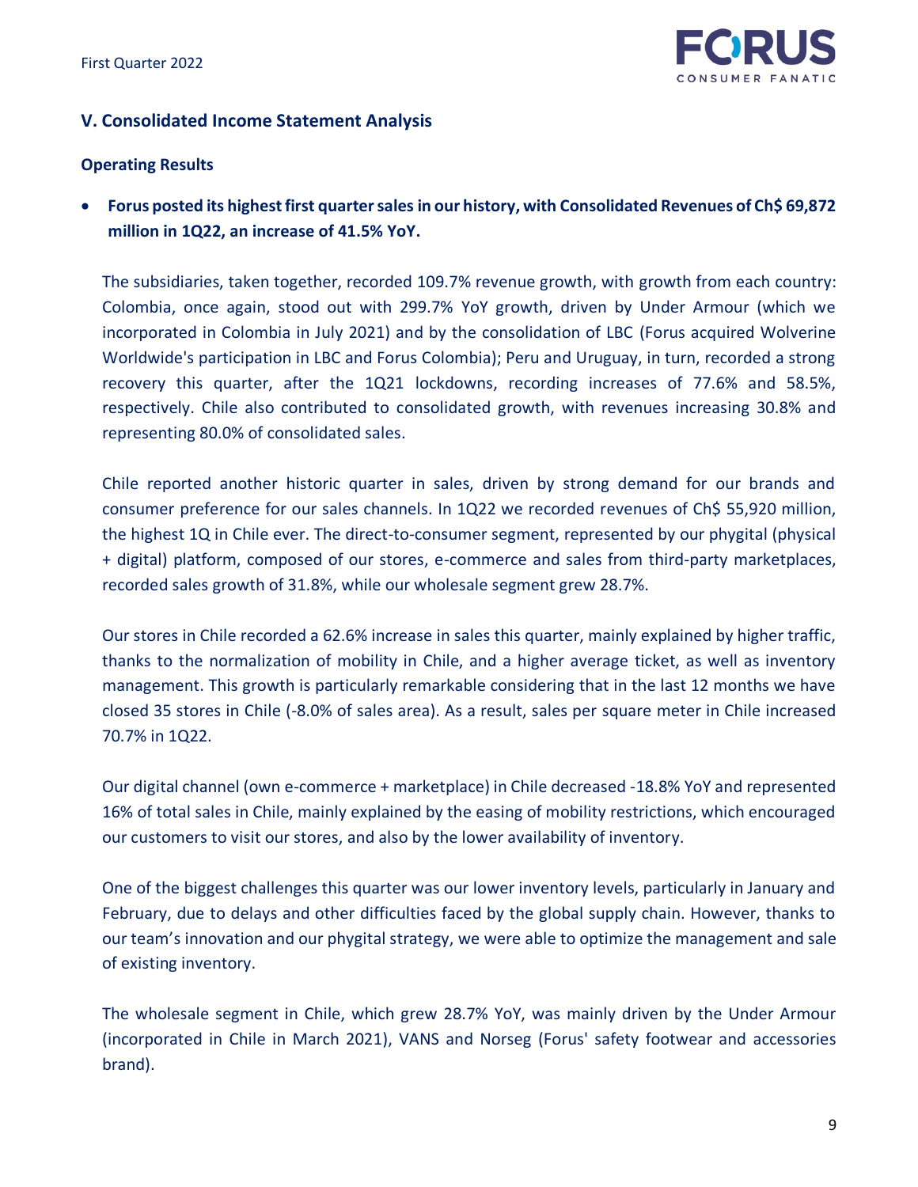## V. Consolidated Income Statement Analysis

### Operating Results

- **Forus posted its highest first quarter sales in our history, with Consolidated Revenues of Ch$ 69,872 million in 1Q22, an increase of 41.5% YoY.**

  The subsidiaries, taken together, recorded 109.7% revenue growth, with growth from each country: Colombia, once again, stood out with 299.7% YoY growth, driven by Under Armour (which we incorporated in Colombia in July 2021) and by the consolidation of LBC (Forus acquired Wolverine Worldwide's participation in LBC and Forus Colombia); Peru and Uruguay, in turn, recorded a strong recovery this quarter, after the 1Q21 lockdowns, recording increases of 77.6% and 58.5%, respectively. Chile also contributed to consolidated growth, with revenues increasing 30.8% and representing 80.0% of consolidated sales.

  Chile reported another historic quarter in sales, driven by strong demand for our brands and consumer preference for our sales channels. In 1Q22 we recorded revenues of Ch$ 55,920 million, the highest 1Q in Chile ever. The direct-to-consumer segment, represented by our phygital (physical + digital) platform, composed of our stores, e-commerce and sales from third-party marketplaces, recorded sales growth of 31.8%, while our wholesale segment grew 28.7%.

  Our stores in Chile recorded a 62.6% increase in sales this quarter, mainly explained by higher traffic, thanks to the normalization of mobility in Chile, and a higher average ticket, as well as inventory management. This growth is particularly remarkable considering that in the last 12 months we have closed 35 stores in Chile (-8.0% of sales area). As a result, sales per square meter in Chile increased 70.7% in 1Q22.

  Our digital channel (own e-commerce + marketplace) in Chile decreased -18.8% YoY and represented 16% of total sales in Chile, mainly explained by the easing of mobility restrictions, which encouraged our customers to visit our stores, and also by the lower availability of inventory.

  One of the biggest challenges this quarter was our lower inventory levels, particularly in January and February, due to delays and other difficulties faced by the global supply chain. However, thanks to our team's innovation and our phygital strategy, we were able to optimize the management and sale of existing inventory.

  The wholesale segment in Chile, which grew 28.7% YoY, was mainly driven by the Under Armour (incorporated in Chile in March 2021), VANS and Norseg (Forus' safety footwear and accessories brand).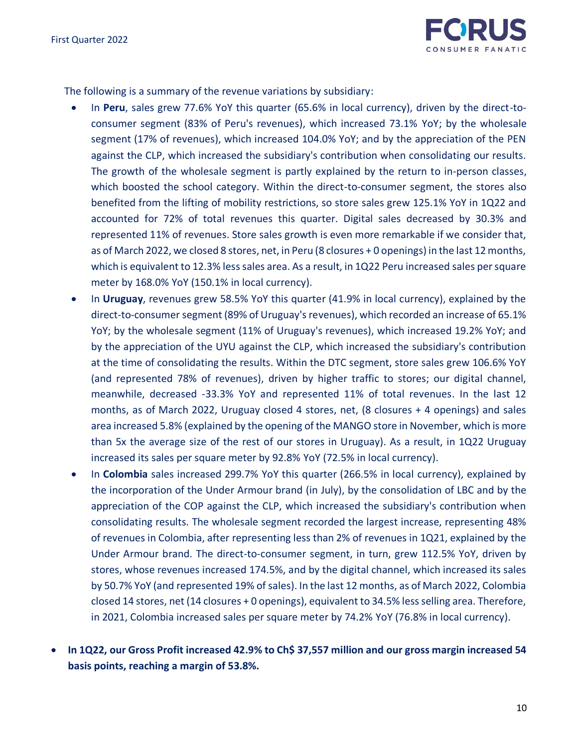The following is a summary of the revenue variations by subsidiary:

- In **Peru**, sales grew 77.6% YoY this quarter (65.6% in local currency), driven by the direct-to-consumer segment (83% of Peru's revenues), which increased 73.1% YoY; by the wholesale segment (17% of revenues), which increased 104.0% YoY; and by the appreciation of the PEN against the CLP, which increased the subsidiary's contribution when consolidating our results. The growth of the wholesale segment is partly explained by the return to in-person classes, which boosted the school category. Within the direct-to-consumer segment, the stores also benefited from the lifting of mobility restrictions, so store sales grew 125.1% YoY in 1Q22 and accounted for 72% of total revenues this quarter. Digital sales decreased by 30.3% and represented 11% of revenues. Store sales growth is even more remarkable if we consider that, as of March 2022, we closed 8 stores, net, in Peru (8 closures + 0 openings) in the last 12 months, which is equivalent to 12.3% less sales area. As a result, in 1Q22 Peru increased sales per square meter by 168.0% YoY (150.1% in local currency).
- In **Uruguay**, revenues grew 58.5% YoY this quarter (41.9% in local currency), explained by the direct-to-consumer segment (89% of Uruguay's revenues), which recorded an increase of 65.1% YoY; by the wholesale segment (11% of Uruguay's revenues), which increased 19.2% YoY; and by the appreciation of the UYU against the CLP, which increased the subsidiary's contribution at the time of consolidating the results. Within the DTC segment, store sales grew 106.6% YoY (and represented 78% of revenues), driven by higher traffic to stores; our digital channel, meanwhile, decreased -33.3% YoY and represented 11% of total revenues. In the last 12 months, as of March 2022, Uruguay closed 4 stores, net, (8 closures + 4 openings) and sales area increased 5.8% (explained by the opening of the MANGO store in November, which is more than 5x the average size of the rest of our stores in Uruguay). As a result, in 1Q22 Uruguay increased its sales per square meter by 92.8% YoY (72.5% in local currency).
- In **Colombia** sales increased 299.7% YoY this quarter (266.5% in local currency), explained by the incorporation of the Under Armour brand (in July), by the consolidation of LBC and by the appreciation of the COP against the CLP, which increased the subsidiary's contribution when consolidating results. The wholesale segment recorded the largest increase, representing 48% of revenues in Colombia, after representing less than 2% of revenues in 1Q21, explained by the Under Armour brand. The direct-to-consumer segment, in turn, grew 112.5% YoY, driven by stores, whose revenues increased 174.5%, and by the digital channel, which increased its sales by 50.7% YoY (and represented 19% of sales). In the last 12 months, as of March 2022, Colombia closed 14 stores, net (14 closures + 0 openings), equivalent to 34.5% less selling area. Therefore, in 2021, Colombia increased sales per square meter by 74.2% YoY (76.8% in local currency).

- **In 1Q22, our Gross Profit increased 42.9% to Ch$ 37,557 million and our gross margin increased 54 basis points, reaching a margin of 53.8%.**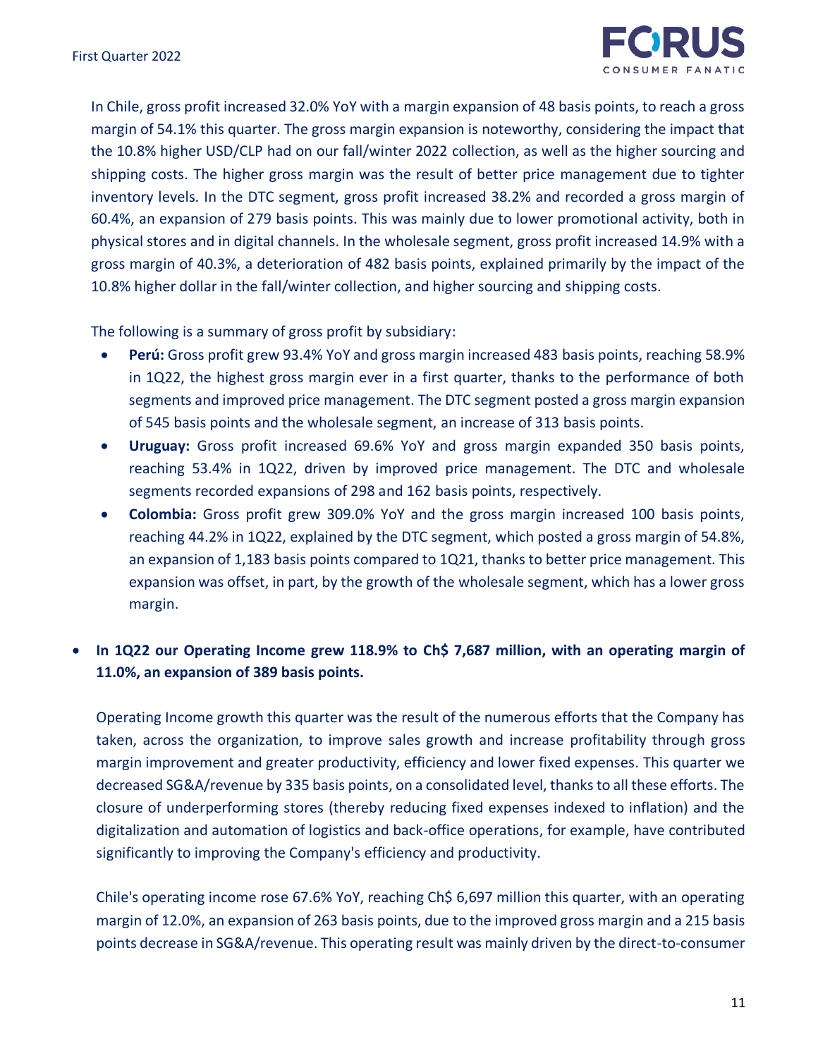In Chile, gross profit increased 32.0% YoY with a margin expansion of 48 basis points, to reach a gross margin of 54.1% this quarter. The gross margin expansion is noteworthy, considering the impact that the 10.8% higher USD/CLP had on our fall/winter 2022 collection, as well as the higher sourcing and shipping costs. The higher gross margin was the result of better price management due to tighter inventory levels. In the DTC segment, gross profit increased 38.2% and recorded a gross margin of 60.4%, an expansion of 279 basis points. This was mainly due to lower promotional activity, both in physical stores and in digital channels. In the wholesale segment, gross profit increased 14.9% with a gross margin of 40.3%, a deterioration of 482 basis points, explained primarily by the impact of the 10.8% higher dollar in the fall/winter collection, and higher sourcing and shipping costs.

The following is a summary of gross profit by subsidiary:

- **Perú:** Gross profit grew 93.4% YoY and gross margin increased 483 basis points, reaching 58.9% in 1Q22, the highest gross margin ever in a first quarter, thanks to the performance of both segments and improved price management. The DTC segment posted a gross margin expansion of 545 basis points and the wholesale segment, an increase of 313 basis points.
- **Uruguay:** Gross profit increased 69.6% YoY and gross margin expanded 350 basis points, reaching 53.4% in 1Q22, driven by improved price management. The DTC and wholesale segments recorded expansions of 298 and 162 basis points, respectively.
- **Colombia:** Gross profit grew 309.0% YoY and the gross margin increased 100 basis points, reaching 44.2% in 1Q22, explained by the DTC segment, which posted a gross margin of 54.8%, an expansion of 1,183 basis points compared to 1Q21, thanks to better price management. This expansion was offset, in part, by the growth of the wholesale segment, which has a lower gross margin.

- **In 1Q22 our Operating Income grew 118.9% to Ch$ 7,687 million, with an operating margin of 11.0%, an expansion of 389 basis points.**

Operating Income growth this quarter was the result of the numerous efforts that the Company has taken, across the organization, to improve sales growth and increase profitability through gross margin improvement and greater productivity, efficiency and lower fixed expenses. This quarter we decreased SG&A/revenue by 335 basis points, on a consolidated level, thanks to all these efforts. The closure of underperforming stores (thereby reducing fixed expenses indexed to inflation) and the digitalization and automation of logistics and back-office operations, for example, have contributed significantly to improving the Company's efficiency and productivity.

Chile's operating income rose 67.6% YoY, reaching Ch$ 6,697 million this quarter, with an operating margin of 12.0%, an expansion of 263 basis points, due to the improved gross margin and a 215 basis points decrease in SG&A/revenue. This operating result was mainly driven by the direct-to-consumer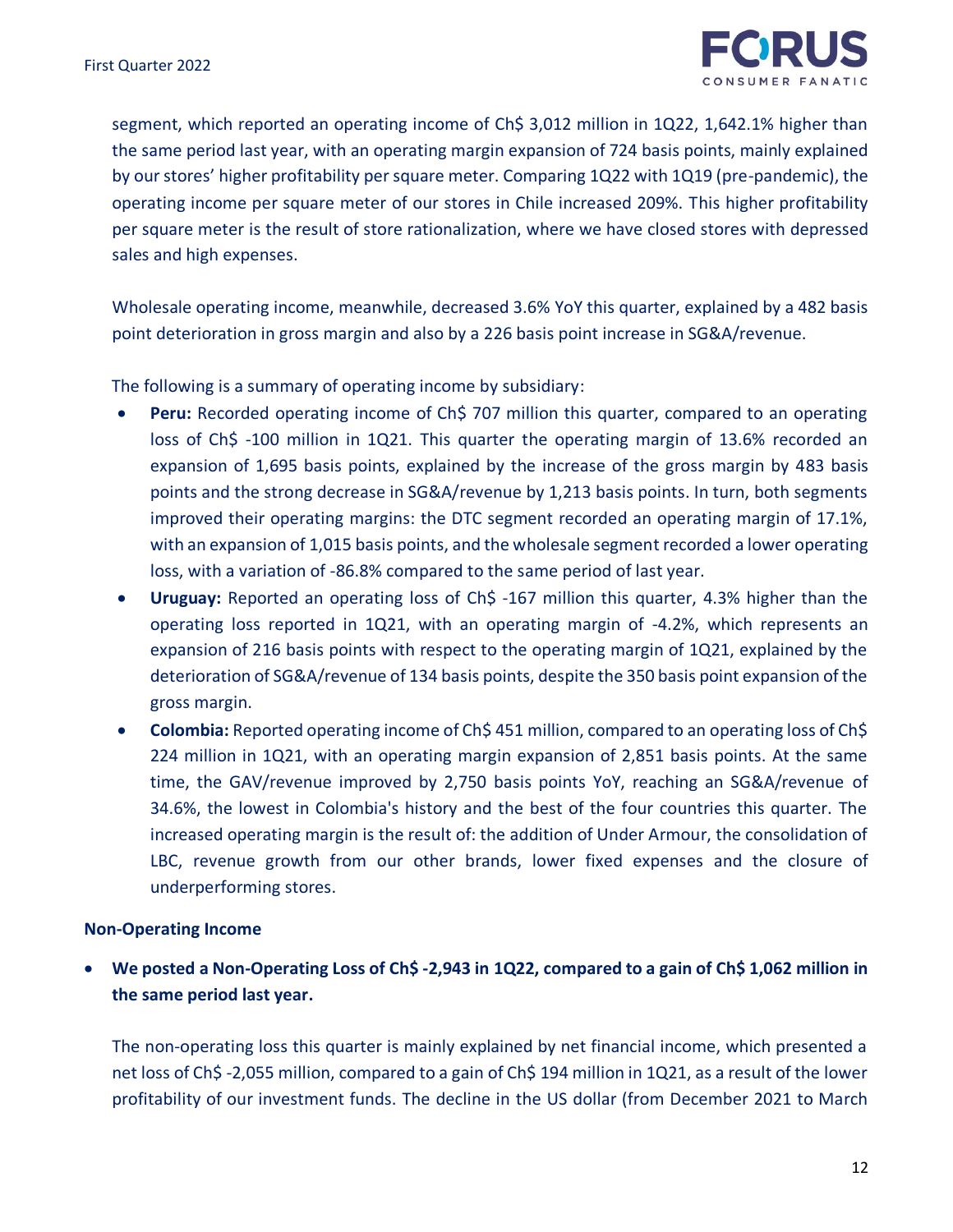segment, which reported an operating income of Ch$ 3,012 million in 1Q22, 1,642.1% higher than the same period last year, with an operating margin expansion of 724 basis points, mainly explained by our stores' higher profitability per square meter. Comparing 1Q22 with 1Q19 (pre-pandemic), the operating income per square meter of our stores in Chile increased 209%. This higher profitability per square meter is the result of store rationalization, where we have closed stores with depressed sales and high expenses.

Wholesale operating income, meanwhile, decreased 3.6% YoY this quarter, explained by a 482 basis point deterioration in gross margin and also by a 226 basis point increase in SG&A/revenue.

The following is a summary of operating income by subsidiary:

- **Peru:** Recorded operating income of Ch$ 707 million this quarter, compared to an operating loss of Ch$ -100 million in 1Q21. This quarter the operating margin of 13.6% recorded an expansion of 1,695 basis points, explained by the increase of the gross margin by 483 basis points and the strong decrease in SG&A/revenue by 1,213 basis points. In turn, both segments improved their operating margins: the DTC segment recorded an operating margin of 17.1%, with an expansion of 1,015 basis points, and the wholesale segment recorded a lower operating loss, with a variation of -86.8% compared to the same period of last year.
- **Uruguay:** Reported an operating loss of Ch$ -167 million this quarter, 4.3% higher than the operating loss reported in 1Q21, with an operating margin of -4.2%, which represents an expansion of 216 basis points with respect to the operating margin of 1Q21, explained by the deterioration of SG&A/revenue of 134 basis points, despite the 350 basis point expansion of the gross margin.
- **Colombia:** Reported operating income of Ch$ 451 million, compared to an operating loss of Ch$ 224 million in 1Q21, with an operating margin expansion of 2,851 basis points. At the same time, the GAV/revenue improved by 2,750 basis points YoY, reaching an SG&A/revenue of 34.6%, the lowest in Colombia's history and the best of the four countries this quarter. The increased operating margin is the result of: the addition of Under Armour, the consolidation of LBC, revenue growth from our other brands, lower fixed expenses and the closure of underperforming stores.

**Non-Operating Income**

- **We posted a Non-Operating Loss of Ch$ -2,943 in 1Q22, compared to a gain of Ch$ 1,062 million in the same period last year.**

The non-operating loss this quarter is mainly explained by net financial income, which presented a net loss of Ch$ -2,055 million, compared to a gain of Ch$ 194 million in 1Q21, as a result of the lower profitability of our investment funds. The decline in the US dollar (from December 2021 to March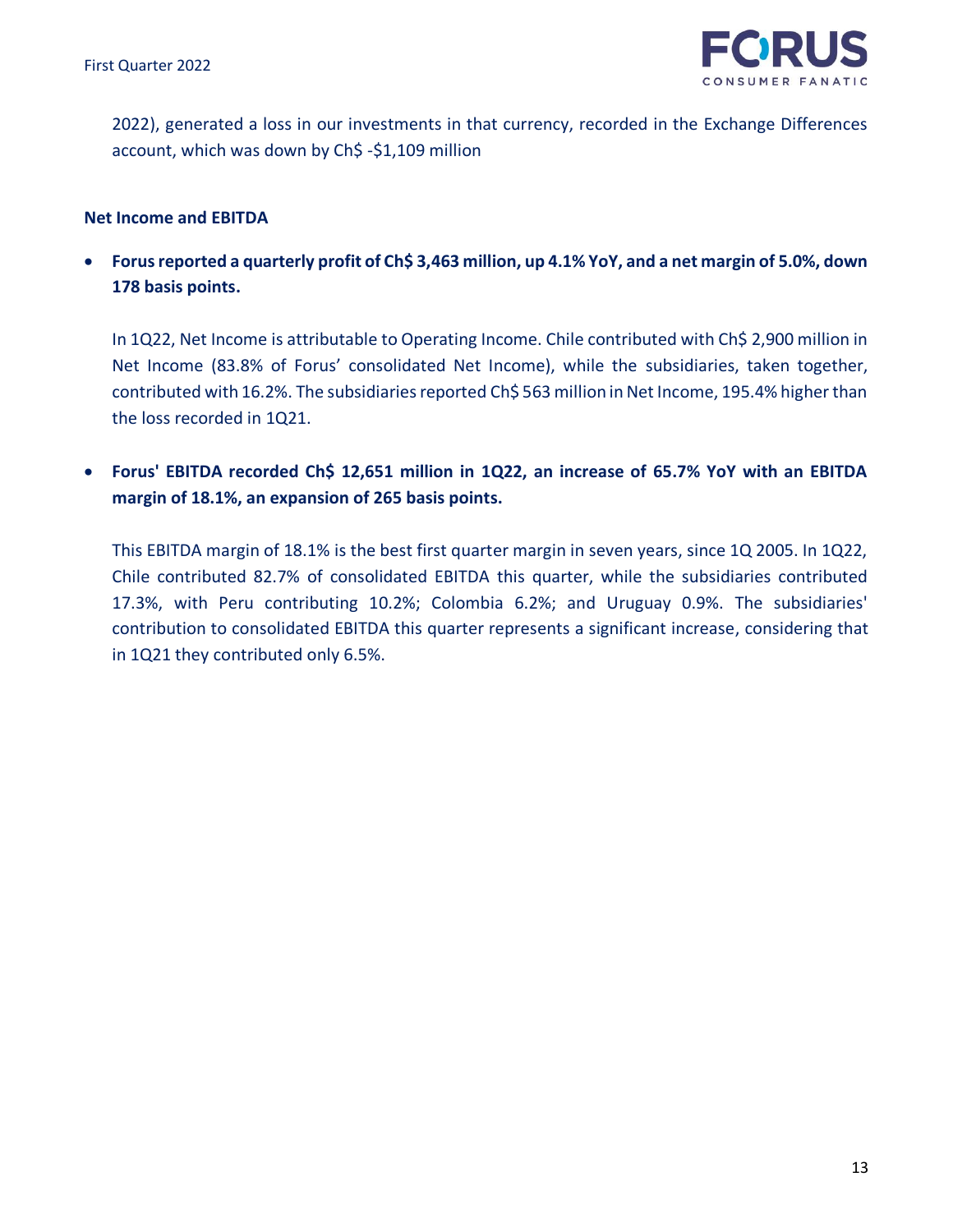2022), generated a loss in our investments in that currency, recorded in the Exchange Differences account, which was down by Ch$ -$1,109 million

**Net Income and EBITDA**

- **Forus reported a quarterly profit of Ch$ 3,463 million, up 4.1% YoY, and a net margin of 5.0%, down 178 basis points.**

  In 1Q22, Net Income is attributable to Operating Income. Chile contributed with Ch$ 2,900 million in Net Income (83.8% of Forus' consolidated Net Income), while the subsidiaries, taken together, contributed with 16.2%. The subsidiaries reported Ch$ 563 million in Net Income, 195.4% higher than the loss recorded in 1Q21.

- **Forus' EBITDA recorded Ch$ 12,651 million in 1Q22, an increase of 65.7% YoY with an EBITDA margin of 18.1%, an expansion of 265 basis points.**

  This EBITDA margin of 18.1% is the best first quarter margin in seven years, since 1Q 2005. In 1Q22, Chile contributed 82.7% of consolidated EBITDA this quarter, while the subsidiaries contributed 17.3%, with Peru contributing 10.2%; Colombia 6.2%; and Uruguay 0.9%. The subsidiaries' contribution to consolidated EBITDA this quarter represents a significant increase, considering that in 1Q21 they contributed only 6.5%.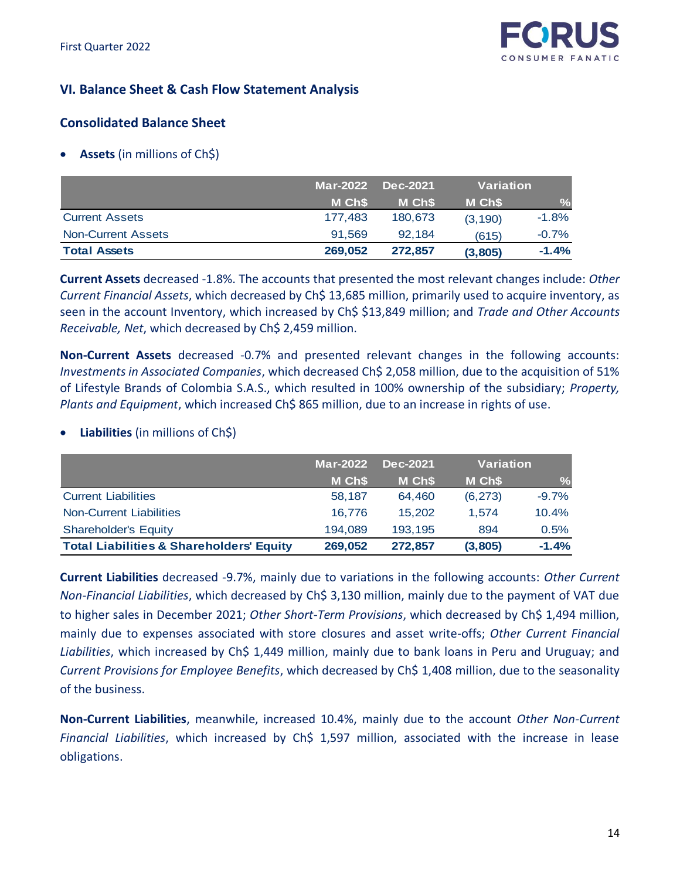## VI. Balance Sheet & Cash Flow Statement Analysis

### Consolidated Balance Sheet

- **Assets** (in millions of Ch$)

| | Mar-2022 | Dec-2021 | Variation | |
|---|---|---|---|---|
| | M Ch$ | M Ch$ | M Ch$ | % |
| Current Assets | 177,483 | 180,673 | (3,190) | -1.8% |
| Non-Current Assets | 91,569 | 92,184 | (615) | -0.7% |
| **Total Assets** | **269,052** | **272,857** | **(3,805)** | **-1.4%** |

**Current Assets** decreased -1.8%. The accounts that presented the most relevant changes include: *Other Current Financial Assets*, which decreased by Ch$ 13,685 million, primarily used to acquire inventory, as seen in the account Inventory, which increased by Ch$ $13,849 million; and *Trade and Other Accounts Receivable, Net*, which decreased by Ch$ 2,459 million.

**Non-Current Assets** decreased -0.7% and presented relevant changes in the following accounts: *Investments in Associated Companies*, which decreased Ch$ 2,058 million, due to the acquisition of 51% of Lifestyle Brands of Colombia S.A.S., which resulted in 100% ownership of the subsidiary; *Property, Plants and Equipment*, which increased Ch$ 865 million, due to an increase in rights of use.

- **Liabilities** (in millions of Ch$)

| | Mar-2022 | Dec-2021 | Variation | |
|---|---|---|---|---|
| | M Ch$ | M Ch$ | M Ch$ | % |
| Current Liabilities | 58,187 | 64,460 | (6,273) | -9.7% |
| Non-Current Liabilities | 16,776 | 15,202 | 1,574 | 10.4% |
| Shareholder's Equity | 194,089 | 193,195 | 894 | 0.5% |
| **Total Liabilities & Shareholders' Equity** | **269,052** | **272,857** | **(3,805)** | **-1.4%** |

**Current Liabilities** decreased -9.7%, mainly due to variations in the following accounts: *Other Current Non-Financial Liabilities*, which decreased by Ch$ 3,130 million, mainly due to the payment of VAT due to higher sales in December 2021; *Other Short-Term Provisions*, which decreased by Ch$ 1,494 million, mainly due to expenses associated with store closures and asset write-offs; *Other Current Financial Liabilities*, which increased by Ch$ 1,449 million, mainly due to bank loans in Peru and Uruguay; and *Current Provisions for Employee Benefits*, which decreased by Ch$ 1,408 million, due to the seasonality of the business.

**Non-Current Liabilities**, meanwhile, increased 10.4%, mainly due to the account *Other Non-Current Financial Liabilities*, which increased by Ch$ 1,597 million, associated with the increase in lease obligations.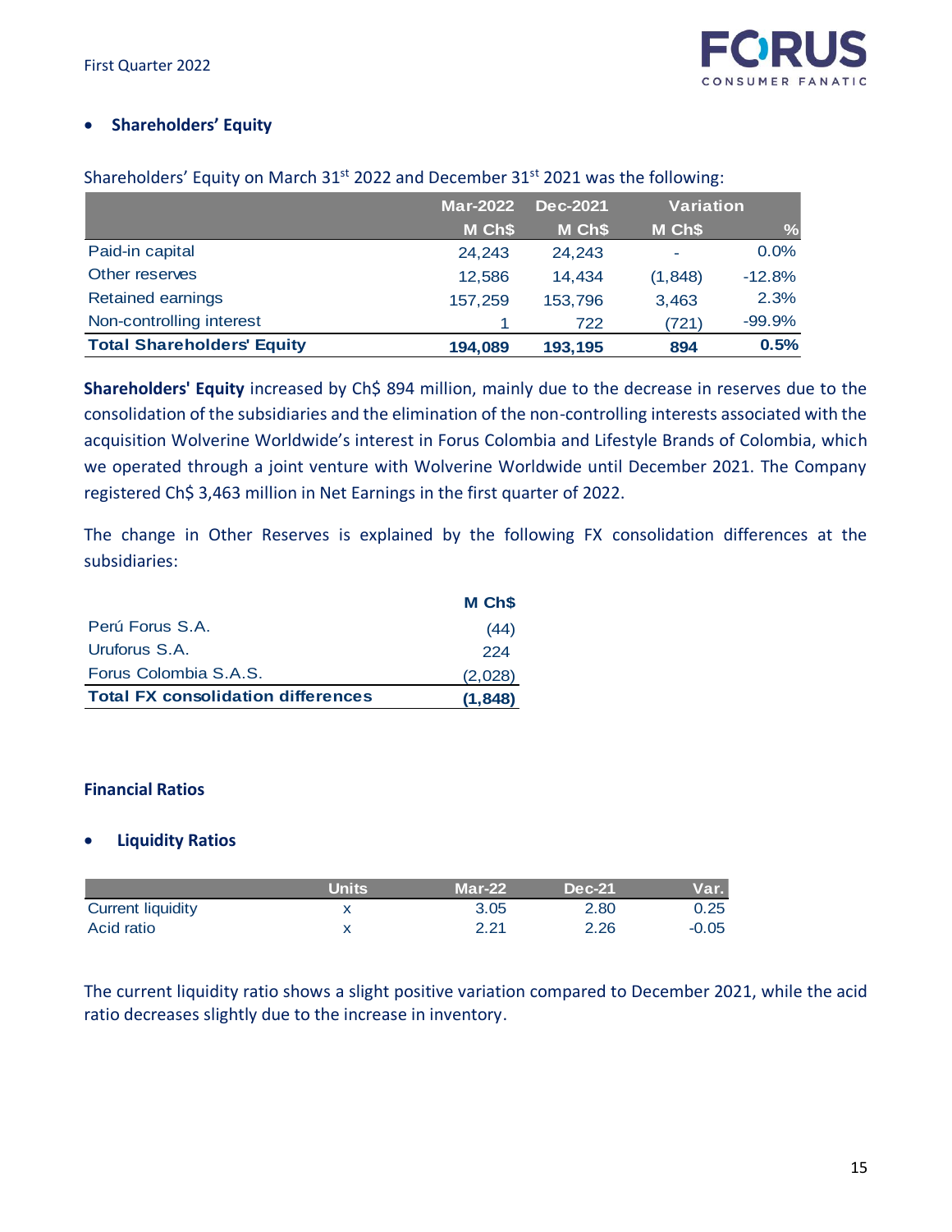- **Shareholders' Equity**

Shareholders' Equity on March 31st 2022 and December 31st 2021 was the following:

| | Mar-2022 | Dec-2021 | Variation | |
|---|---|---|---|---|
| | M Ch$ | M Ch$ | M Ch$ | % |
| Paid-in capital | 24,243 | 24,243 | - | 0.0% |
| Other reserves | 12,586 | 14,434 | (1,848) | -12.8% |
| Retained earnings | 157,259 | 153,796 | 3,463 | 2.3% |
| Non-controlling interest | 1 | 722 | (721) | -99.9% |
| **Total Shareholders' Equity** | **194,089** | **193,195** | **894** | **0.5%** |

**Shareholders' Equity** increased by Ch$ 894 million, mainly due to the decrease in reserves due to the consolidation of the subsidiaries and the elimination of the non-controlling interests associated with the acquisition Wolverine Worldwide's interest in Forus Colombia and Lifestyle Brands of Colombia, which we operated through a joint venture with Wolverine Worldwide until December 2021. The Company registered Ch$ 3,463 million in Net Earnings in the first quarter of 2022.

The change in Other Reserves is explained by the following FX consolidation differences at the subsidiaries:

| | M Ch$ |
|---|---|
| Perú Forus S.A. | (44) |
| Uruforus S.A. | 224 |
| Forus Colombia S.A.S. | (2,028) |
| **Total FX consolidation differences** | **(1,848)** |

## Financial Ratios

- **Liquidity Ratios**

| | Units | Mar-22 | Dec-21 | Var. |
|---|---|---|---|---|
| Current liquidity | x | 3.05 | 2.80 | 0.25 |
| Acid ratio | x | 2.21 | 2.26 | -0.05 |

The current liquidity ratio shows a slight positive variation compared to December 2021, while the acid ratio decreases slightly due to the increase in inventory.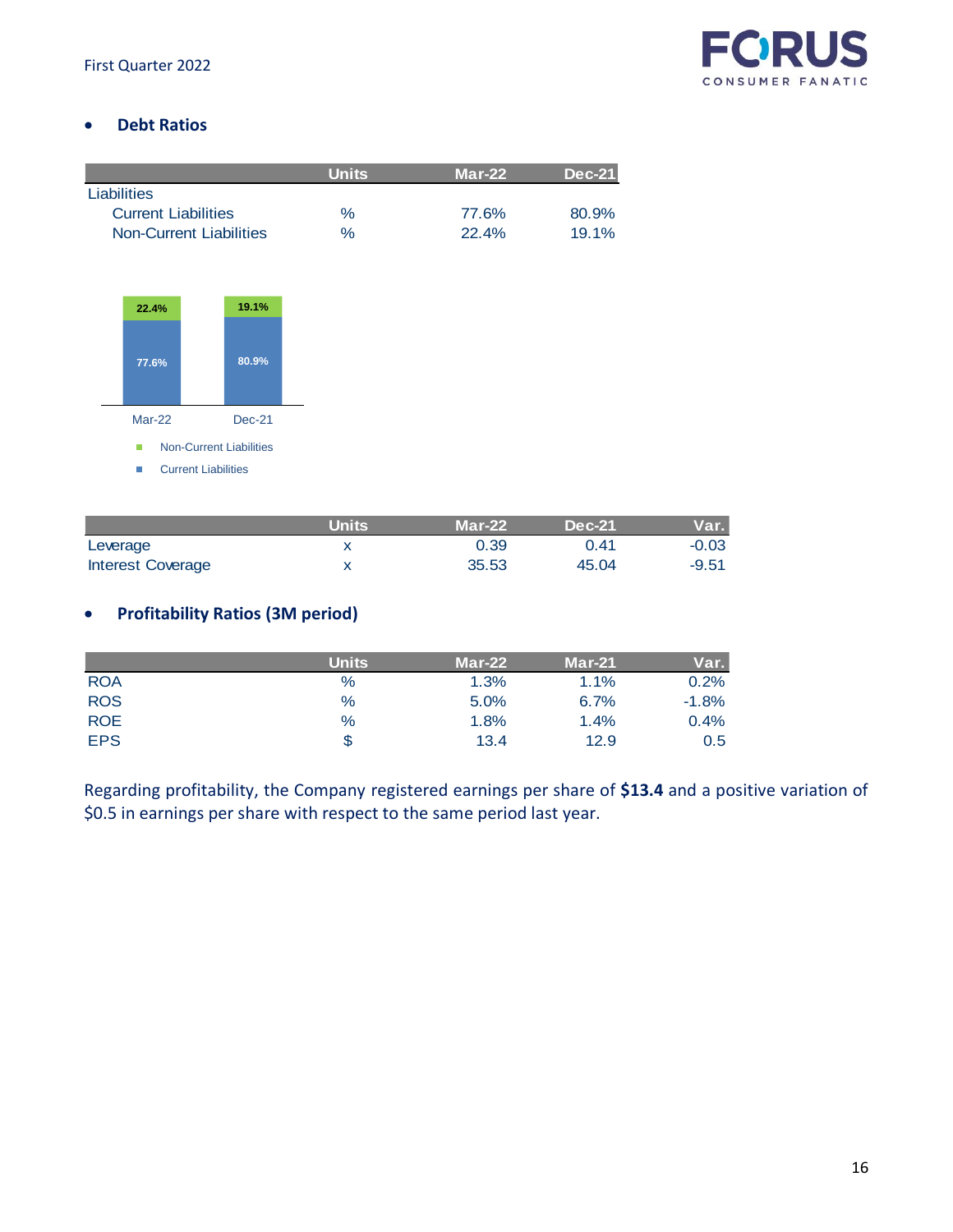- **Debt Ratios**

| | Units | Mar-22 | Dec-21 |
|---|---|---|---|
| Liabilities | | | |
| Current Liabilities | % | 77.6% | 80.9% |
| Non-Current Liabilities | % | 22.4% | 19.1% |

| | Units | Mar-22 | Dec-21 | Var. |
|---|---|---|---|---|
| Leverage | x | 0.39 | 0.41 | -0.03 |
| Interest Coverage | x | 35.53 | 45.04 | -9.51 |

- **Profitability Ratios (3M period)**

| | Units | Mar-22 | Mar-21 | Var. |
|---|---|---|---|---|
| ROA | % | 1.3% | 1.1% | 0.2% |
| ROS | % | 5.0% | 6.7% | -1.8% |
| ROE | % | 1.8% | 1.4% | 0.4% |
| EPS | $ | 13.4 | 12.9 | 0.5 |

Regarding profitability, the Company registered earnings per share of **$13.4** and a positive variation of $0.5 in earnings per share with respect to the same period last year.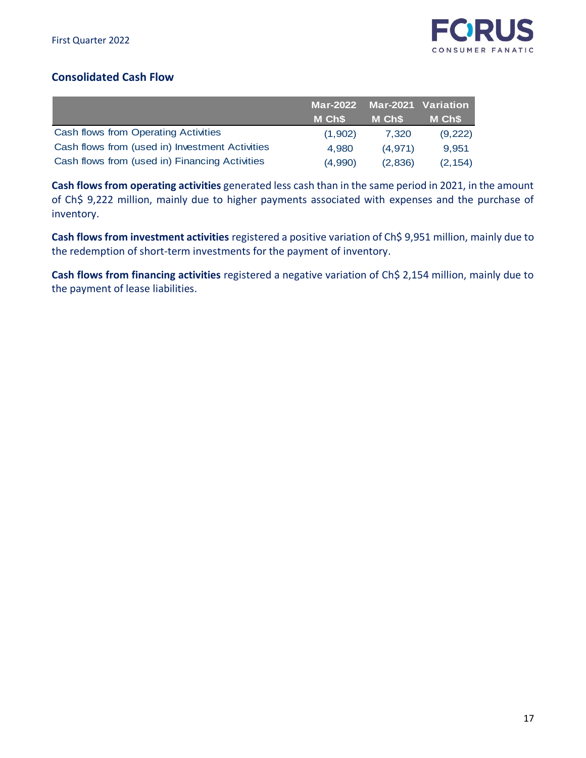## Consolidated Cash Flow

| | Mar-2022 M Ch$ | Mar-2021 M Ch$ | Variation M Ch$ |
|---|---|---|---|
| Cash flows from Operating Activities | (1,902) | 7,320 | (9,222) |
| Cash flows from (used in) Investment Activities | 4,980 | (4,971) | 9,951 |
| Cash flows from (used in) Financing Activities | (4,990) | (2,836) | (2,154) |

**Cash flows from operating activities** generated less cash than in the same period in 2021, in the amount of Ch$ 9,222 million, mainly due to higher payments associated with expenses and the purchase of inventory.

**Cash flows from investment activities** registered a positive variation of Ch$ 9,951 million, mainly due to the redemption of short-term investments for the payment of inventory.

**Cash flows from financing activities** registered a negative variation of Ch$ 2,154 million, mainly due to the payment of lease liabilities.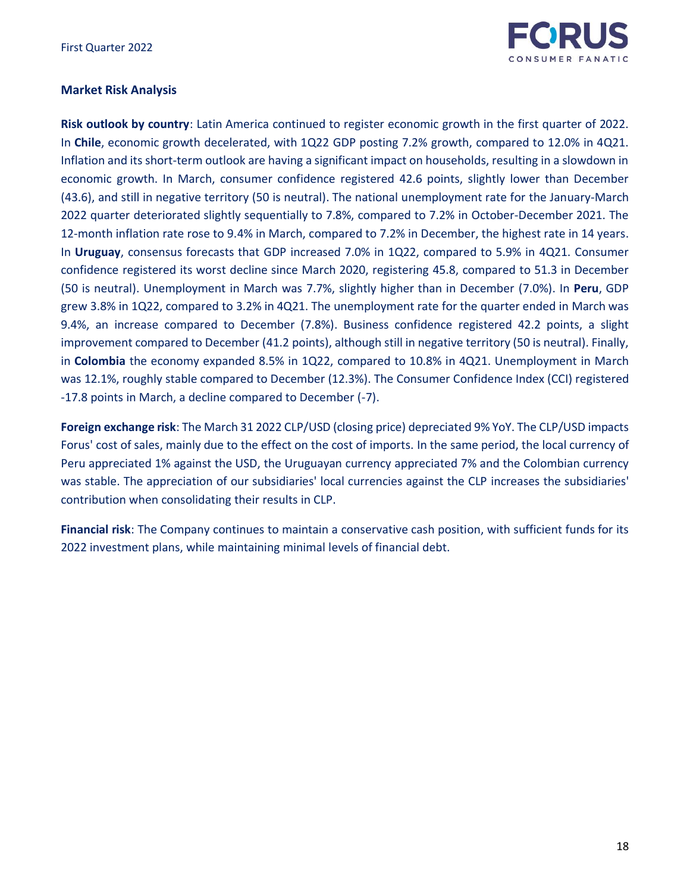## Market Risk Analysis

**Risk outlook by country**: Latin America continued to register economic growth in the first quarter of 2022. In **Chile**, economic growth decelerated, with 1Q22 GDP posting 7.2% growth, compared to 12.0% in 4Q21. Inflation and its short-term outlook are having a significant impact on households, resulting in a slowdown in economic growth. In March, consumer confidence registered 42.6 points, slightly lower than December (43.6), and still in negative territory (50 is neutral). The national unemployment rate for the January-March 2022 quarter deteriorated slightly sequentially to 7.8%, compared to 7.2% in October-December 2021. The 12-month inflation rate rose to 9.4% in March, compared to 7.2% in December, the highest rate in 14 years. In **Uruguay**, consensus forecasts that GDP increased 7.0% in 1Q22, compared to 5.9% in 4Q21. Consumer confidence registered its worst decline since March 2020, registering 45.8, compared to 51.3 in December (50 is neutral). Unemployment in March was 7.7%, slightly higher than in December (7.0%). In **Peru**, GDP grew 3.8% in 1Q22, compared to 3.2% in 4Q21. The unemployment rate for the quarter ended in March was 9.4%, an increase compared to December (7.8%). Business confidence registered 42.2 points, a slight improvement compared to December (41.2 points), although still in negative territory (50 is neutral). Finally, in **Colombia** the economy expanded 8.5% in 1Q22, compared to 10.8% in 4Q21. Unemployment in March was 12.1%, roughly stable compared to December (12.3%). The Consumer Confidence Index (CCI) registered -17.8 points in March, a decline compared to December (-7).

**Foreign exchange risk**: The March 31 2022 CLP/USD (closing price) depreciated 9% YoY. The CLP/USD impacts Forus' cost of sales, mainly due to the effect on the cost of imports. In the same period, the local currency of Peru appreciated 1% against the USD, the Uruguayan currency appreciated 7% and the Colombian currency was stable. The appreciation of our subsidiaries' local currencies against the CLP increases the subsidiaries' contribution when consolidating their results in CLP.

**Financial risk**: The Company continues to maintain a conservative cash position, with sufficient funds for its 2022 investment plans, while maintaining minimal levels of financial debt.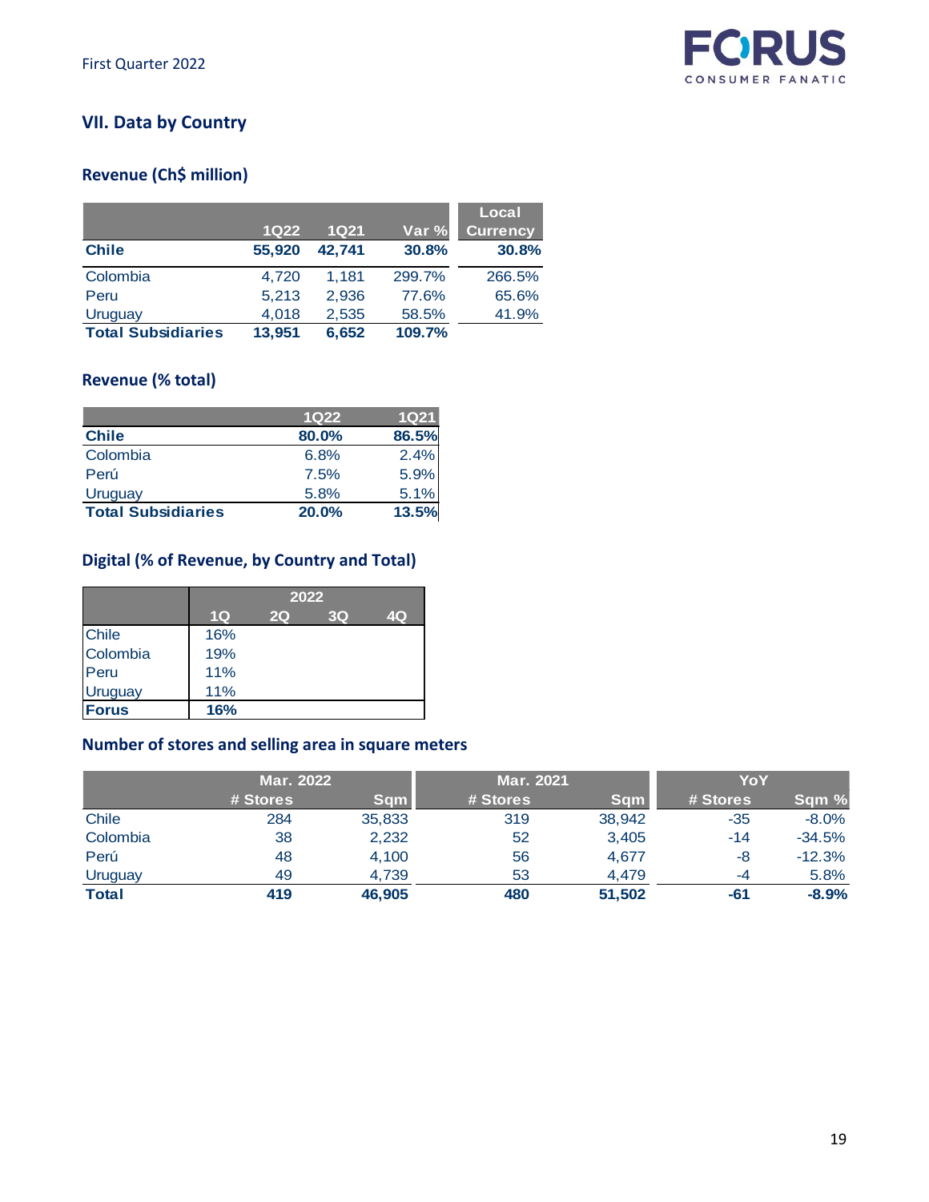## VII. Data by Country

### Revenue (Ch$ million)

| | 1Q22 | 1Q21 | Var % | Local Currency |
|---|---|---|---|---|
| **Chile** | **55,920** | **42,741** | **30.8%** | **30.8%** |
| Colombia | 4,720 | 1,181 | 299.7% | 266.5% |
| Peru | 5,213 | 2,936 | 77.6% | 65.6% |
| Uruguay | 4,018 | 2,535 | 58.5% | 41.9% |
| **Total Subsidiaries** | **13,951** | **6,652** | **109.7%** | |

### Revenue (% total)

| | 1Q22 | 1Q21 |
|---|---|---|
| **Chile** | **80.0%** | **86.5%** |
| Colombia | 6.8% | 2.4% |
| Perú | 7.5% | 5.9% |
| Uruguay | 5.8% | 5.1% |
| **Total Subsidiaries** | **20.0%** | **13.5%** |

### Digital (% of Revenue, by Country and Total)

| | 2022 | | | |
|---|---|---|---|---|
| | 1Q | 2Q | 3Q | 4Q |
| Chile | 16% | | | |
| Colombia | 19% | | | |
| Peru | 11% | | | |
| Uruguay | 11% | | | |
| **Forus** | **16%** | | | |

### Number of stores and selling area in square meters

| | Mar. 2022 | | Mar. 2021 | | YoY | |
|---|---|---|---|---|---|---|
| | # Stores | Sqm | # Stores | Sqm | # Stores | Sqm % |
| Chile | 284 | 35,833 | 319 | 38,942 | -35 | -8.0% |
| Colombia | 38 | 2,232 | 52 | 3,405 | -14 | -34.5% |
| Perú | 48 | 4,100 | 56 | 4,677 | -8 | -12.3% |
| Uruguay | 49 | 4,739 | 53 | 4,479 | -4 | 5.8% |
| **Total** | **419** | **46,905** | **480** | **51,502** | **-61** | **-8.9%** |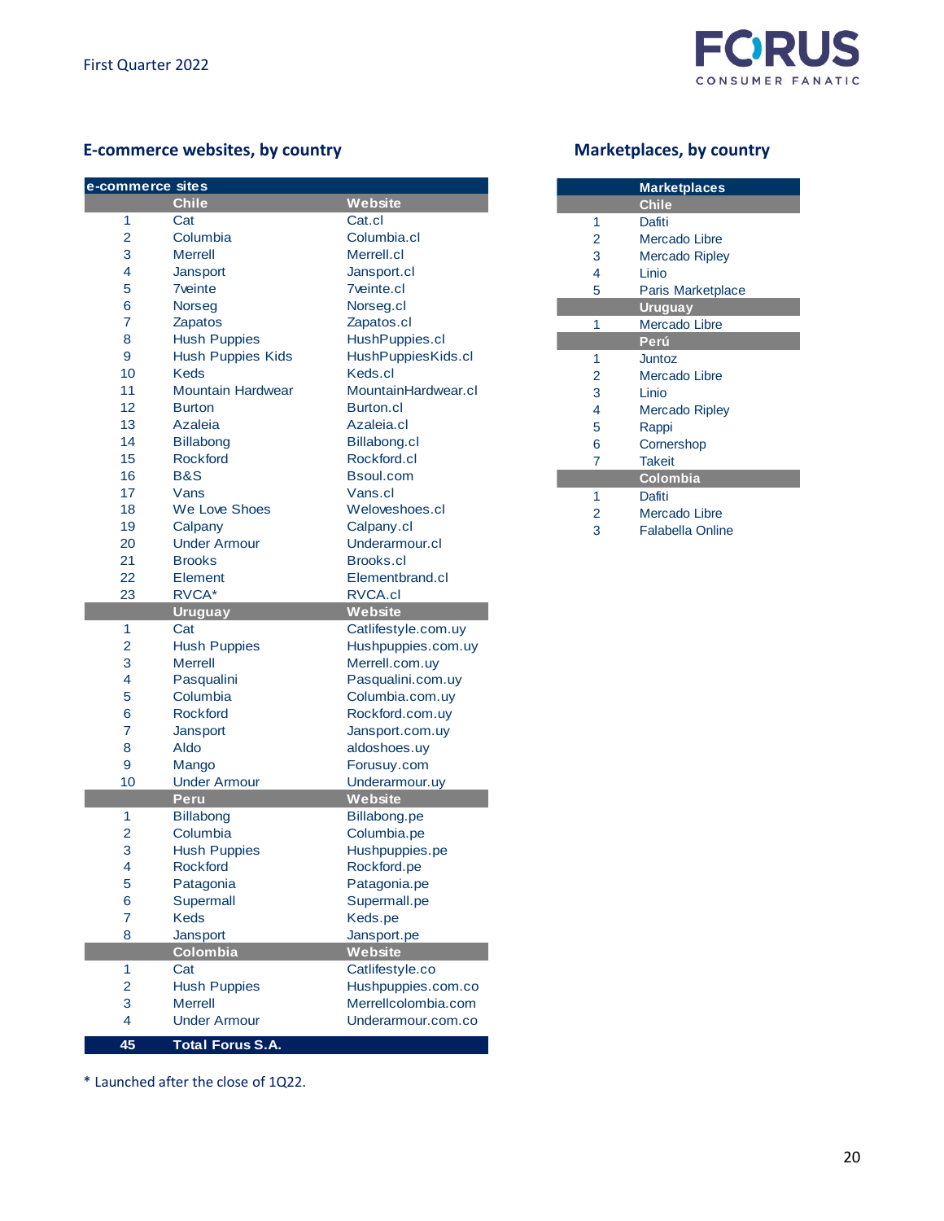## E-commerce websites, by country

| e-commerce sites | | |
|---|---|---|
| | **Chile** | **Website** |
| 1 | Cat | Cat.cl |
| 2 | Columbia | Columbia.cl |
| 3 | Merrell | Merrell.cl |
| 4 | Jansport | Jansport.cl |
| 5 | 7veinte | 7veinte.cl |
| 6 | Norseg | Norseg.cl |
| 7 | Zapatos | Zapatos.cl |
| 8 | Hush Puppies | HushPuppies.cl |
| 9 | Hush Puppies Kids | HushPuppiesKids.cl |
| 10 | Keds | Keds.cl |
| 11 | Mountain Hardwear | MountainHardwear.cl |
| 12 | Burton | Burton.cl |
| 13 | Azaleia | Azaleia.cl |
| 14 | Billabong | Billabong.cl |
| 15 | Rockford | Rockford.cl |
| 16 | B&S | Bsoul.com |
| 17 | Vans | Vans.cl |
| 18 | We Love Shoes | Weloveshoes.cl |
| 19 | Calpany | Calpany.cl |
| 20 | Under Armour | Underarmour.cl |
| 21 | Brooks | Brooks.cl |
| 22 | Element | Elementbrand.cl |
| 23 | RVCA* | RVCA.cl |
| | **Uruguay** | **Website** |
| 1 | Cat | Catlifestyle.com.uy |
| 2 | Hush Puppies | Hushpuppies.com.uy |
| 3 | Merrell | Merrell.com.uy |
| 4 | Pasqualini | Pasqualini.com.uy |
| 5 | Columbia | Columbia.com.uy |
| 6 | Rockford | Rockford.com.uy |
| 7 | Jansport | Jansport.com.uy |
| 8 | Aldo | aldoshoes.uy |
| 9 | Mango | Forusuy.com |
| 10 | Under Armour | Underarmour.uy |
| | **Peru** | **Website** |
| 1 | Billabong | Billabong.pe |
| 2 | Columbia | Columbia.pe |
| 3 | Hush Puppies | Hushpuppies.pe |
| 4 | Rockford | Rockford.pe |
| 5 | Patagonia | Patagonia.pe |
| 6 | Supermall | Supermall.pe |
| 7 | Keds | Keds.pe |
| 8 | Jansport | Jansport.pe |
| | **Colombia** | **Website** |
| 1 | Cat | Catlifestyle.co |
| 2 | Hush Puppies | Hushpuppies.com.co |
| 3 | Merrell | Merrellcolombia.com |
| 4 | Under Armour | Underarmour.com.co |
| **45** | **Total Forus S.A.** | |

\* Launched after the close of 1Q22.

## Marketplaces, by country

| | Marketplaces |
|---|---|
| | **Chile** |
| 1 | Dafiti |
| 2 | Mercado Libre |
| 3 | Mercado Ripley |
| 4 | Linio |
| 5 | Paris Marketplace |
| | **Uruguay** |
| 1 | Mercado Libre |
| | **Perú** |
| 1 | Juntoz |
| 2 | Mercado Libre |
| 3 | Linio |
| 4 | Mercado Ripley |
| 5 | Rappi |
| 6 | Cornershop |
| 7 | Takeit |
| | **Colombia** |
| 1 | Dafiti |
| 2 | Mercado Libre |
| 3 | Falabella Online |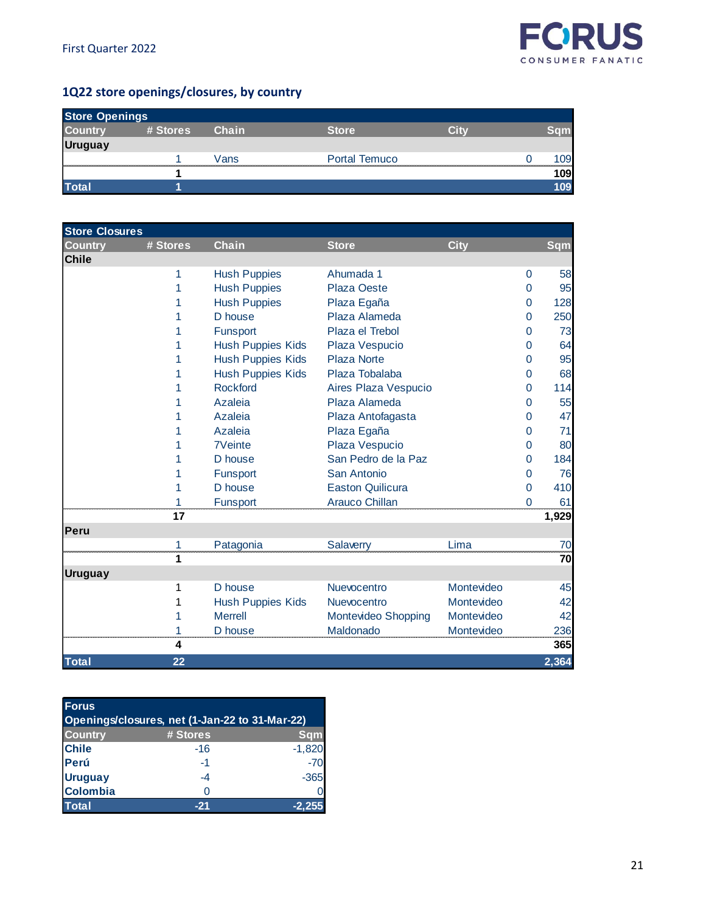## 1Q22 store openings/closures, by country

| Store Openings | | | | | | |
|---|---|---|---|---|---|---|
| **Country** | **# Stores** | **Chain** | **Store** | **City** | | **Sqm** |
| **Uruguay** | | | | | | |
| | 1 | Vans | Portal Temuco | | 0 | 109 |
| | **1** | | | | | **109** |
| **Total** | **1** | | | | | **109** |

| Store Closures | | | | | | |
|---|---|---|---|---|---|---|
| **Country** | **# Stores** | **Chain** | **Store** | **City** | | **Sqm** |
| **Chile** | | | | | | |
| | 1 | Hush Puppies | Ahumada 1 | | 0 | 58 |
| | 1 | Hush Puppies | Plaza Oeste | | 0 | 95 |
| | 1 | Hush Puppies | Plaza Egaña | | 0 | 128 |
| | 1 | D house | Plaza Alameda | | 0 | 250 |
| | 1 | Funsport | Plaza el Trebol | | 0 | 73 |
| | 1 | Hush Puppies Kids | Plaza Vespucio | | 0 | 64 |
| | 1 | Hush Puppies Kids | Plaza Norte | | 0 | 95 |
| | 1 | Hush Puppies Kids | Plaza Tobalaba | | 0 | 68 |
| | 1 | Rockford | Aires Plaza Vespucio | | 0 | 114 |
| | 1 | Azaleia | Plaza Alameda | | 0 | 55 |
| | 1 | Azaleia | Plaza Antofagasta | | 0 | 47 |
| | 1 | Azaleia | Plaza Egaña | | 0 | 71 |
| | 1 | 7Veinte | Plaza Vespucio | | 0 | 80 |
| | 1 | D house | San Pedro de la Paz | | 0 | 184 |
| | 1 | Funsport | San Antonio | | 0 | 76 |
| | 1 | D house | Easton Quilicura | | 0 | 410 |
| | 1 | Funsport | Arauco Chillan | | 0 | 61 |
| | **17** | | | | | **1,929** |
| **Peru** | | | | | | |
| | 1 | Patagonia | Salaverry | Lima | | 70 |
| | **1** | | | | | **70** |
| **Uruguay** | | | | | | |
| | 1 | D house | Nuevocentro | Montevideo | | 45 |
| | 1 | Hush Puppies Kids | Nuevocentro | Montevideo | | 42 |
| | 1 | Merrell | Montevideo Shopping | Montevideo | | 42 |
| | 1 | D house | Maldonado | Montevideo | | 236 |
| | **4** | | | | | **365** |
| **Total** | **22** | | | | | **2,364** |

| Forus | | |
|---|---|---|
| **Openings/closures, net (1-Jan-22 to 31-Mar-22)** | | |
| **Country** | **# Stores** | **Sqm** |
| **Chile** | -16 | -1,820 |
| **Perú** | -1 | -70 |
| **Uruguay** | -4 | -365 |
| **Colombia** | 0 | 0 |
| **Total** | **-21** | **-2,255** |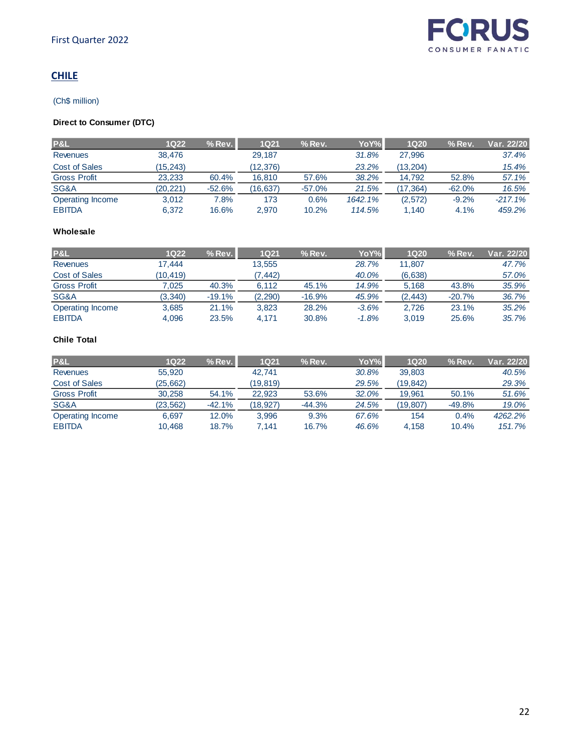## CHILE

(Ch$ million)

**Direct to Consumer (DTC)**

| P&L | 1Q22 | % Rev. | 1Q21 | % Rev. | YoY% | 1Q20 | % Rev. | Var. 22/20 |
|---|---|---|---|---|---|---|---|---|
| Revenues | 38,476 | | 29,187 | | *31.8%* | 27,996 | | *37.4%* |
| Cost of Sales | (15,243) | | (12,376) | | *23.2%* | (13,204) | | *15.4%* |
| Gross Profit | 23,233 | 60.4% | 16,810 | 57.6% | *38.2%* | 14,792 | 52.8% | *57.1%* |
| SG&A | (20,221) | -52.6% | (16,637) | -57.0% | *21.5%* | (17,364) | -62.0% | *16.5%* |
| Operating Income | 3,012 | 7.8% | 173 | 0.6% | *1642.1%* | (2,572) | -9.2% | *-217.1%* |
| EBITDA | 6,372 | 16.6% | 2,970 | 10.2% | *114.5%* | 1,140 | 4.1% | *459.2%* |

**Wholesale**

| P&L | 1Q22 | % Rev. | 1Q21 | % Rev. | YoY% | 1Q20 | % Rev. | Var. 22/20 |
|---|---|---|---|---|---|---|---|---|
| Revenues | 17,444 | | 13,555 | | *28.7%* | 11,807 | | *47.7%* |
| Cost of Sales | (10,419) | | (7,442) | | *40.0%* | (6,638) | | *57.0%* |
| Gross Profit | 7,025 | 40.3% | 6,112 | 45.1% | *14.9%* | 5,168 | 43.8% | *35.9%* |
| SG&A | (3,340) | -19.1% | (2,290) | -16.9% | *45.9%* | (2,443) | -20.7% | *36.7%* |
| Operating Income | 3,685 | 21.1% | 3,823 | 28.2% | *-3.6%* | 2,726 | 23.1% | *35.2%* |
| EBITDA | 4,096 | 23.5% | 4,171 | 30.8% | *-1.8%* | 3,019 | 25.6% | *35.7%* |

**Chile Total**

| P&L | 1Q22 | % Rev. | 1Q21 | % Rev. | YoY% | 1Q20 | % Rev. | Var. 22/20 |
|---|---|---|---|---|---|---|---|---|
| Revenues | 55,920 | | 42,741 | | *30.8%* | 39,803 | | *40.5%* |
| Cost of Sales | (25,662) | | (19,819) | | *29.5%* | (19,842) | | *29.3%* |
| Gross Profit | 30,258 | 54.1% | 22,923 | 53.6% | *32.0%* | 19,961 | 50.1% | *51.6%* |
| SG&A | (23,562) | -42.1% | (18,927) | -44.3% | *24.5%* | (19,807) | -49.8% | *19.0%* |
| Operating Income | 6,697 | 12.0% | 3,996 | 9.3% | *67.6%* | 154 | 0.4% | *4262.2%* |
| EBITDA | 10,468 | 18.7% | 7,141 | 16.7% | *46.6%* | 4,158 | 10.4% | *151.7%* |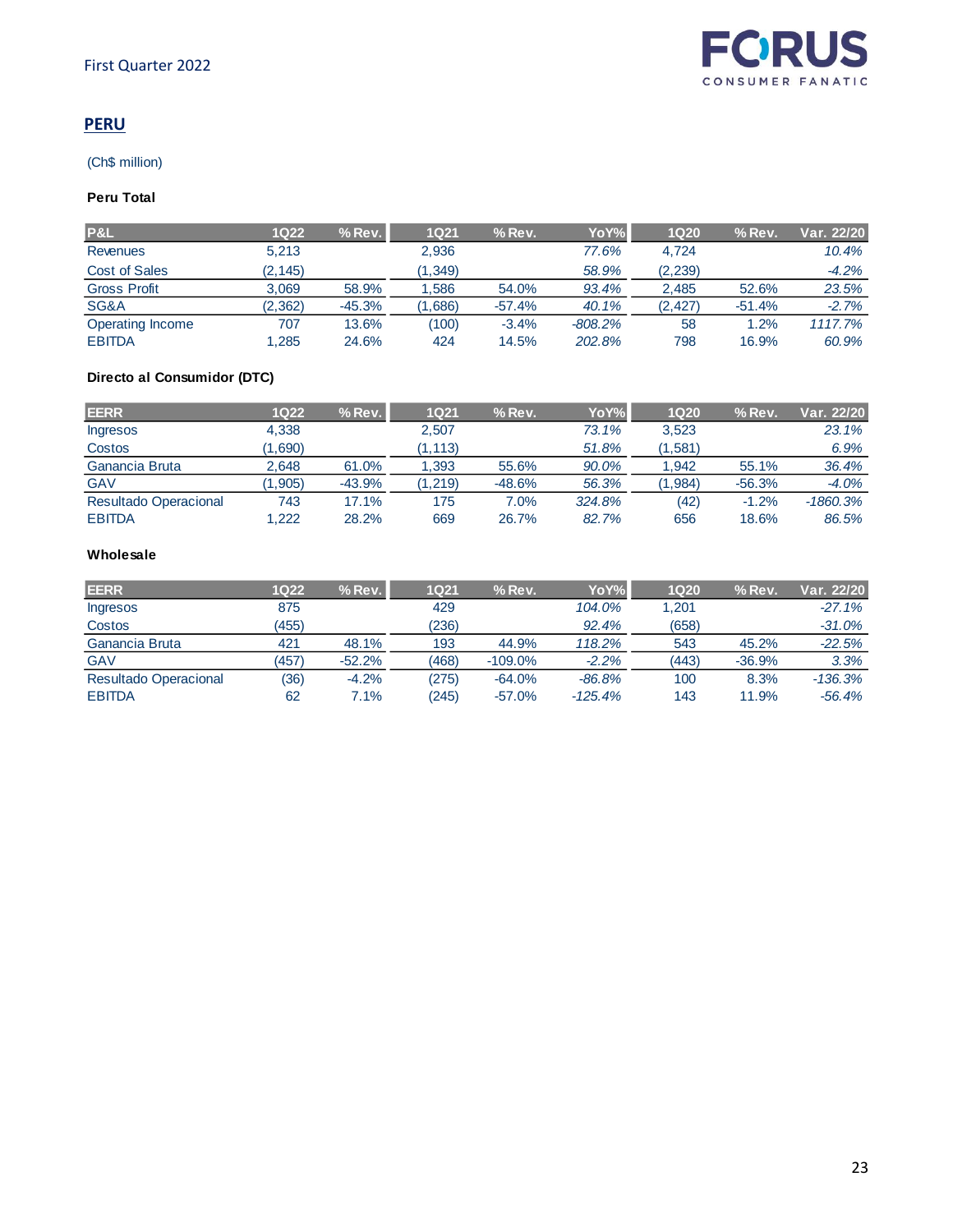## PERU

(Ch$ million)

**Peru Total**

| P&L | 1Q22 | % Rev. | 1Q21 | % Rev. | YoY% | 1Q20 | % Rev. | Var. 22/20 |
|---|---|---|---|---|---|---|---|---|
| Revenues | 5,213 | | 2,936 | | 77.6% | 4,724 | | 10.4% |
| Cost of Sales | (2,145) | | (1,349) | | 58.9% | (2,239) | | -4.2% |
| Gross Profit | 3,069 | 58.9% | 1,586 | 54.0% | 93.4% | 2,485 | 52.6% | 23.5% |
| SG&A | (2,362) | -45.3% | (1,686) | -57.4% | 40.1% | (2,427) | -51.4% | -2.7% |
| Operating Income | 707 | 13.6% | (100) | -3.4% | -808.2% | 58 | 1.2% | 1117.7% |
| EBITDA | 1,285 | 24.6% | 424 | 14.5% | 202.8% | 798 | 16.9% | 60.9% |

**Directo al Consumidor (DTC)**

| EERR | 1Q22 | % Rev. | 1Q21 | % Rev. | YoY% | 1Q20 | % Rev. | Var. 22/20 |
|---|---|---|---|---|---|---|---|---|
| Ingresos | 4,338 | | 2,507 | | 73.1% | 3,523 | | 23.1% |
| Costos | (1,690) | | (1,113) | | 51.8% | (1,581) | | 6.9% |
| Ganancia Bruta | 2,648 | 61.0% | 1,393 | 55.6% | 90.0% | 1,942 | 55.1% | 36.4% |
| GAV | (1,905) | -43.9% | (1,219) | -48.6% | 56.3% | (1,984) | -56.3% | -4.0% |
| Resultado Operacional | 743 | 17.1% | 175 | 7.0% | 324.8% | (42) | -1.2% | -1860.3% |
| EBITDA | 1,222 | 28.2% | 669 | 26.7% | 82.7% | 656 | 18.6% | 86.5% |

**Wholesale**

| EERR | 1Q22 | % Rev. | 1Q21 | % Rev. | YoY% | 1Q20 | % Rev. | Var. 22/20 |
|---|---|---|---|---|---|---|---|---|
| Ingresos | 875 | | 429 | | 104.0% | 1,201 | | -27.1% |
| Costos | (455) | | (236) | | 92.4% | (658) | | -31.0% |
| Ganancia Bruta | 421 | 48.1% | 193 | 44.9% | 118.2% | 543 | 45.2% | -22.5% |
| GAV | (457) | -52.2% | (468) | -109.0% | -2.2% | (443) | -36.9% | 3.3% |
| Resultado Operacional | (36) | -4.2% | (275) | -64.0% | -86.8% | 100 | 8.3% | -136.3% |
| EBITDA | 62 | 7.1% | (245) | -57.0% | -125.4% | 143 | 11.9% | -56.4% |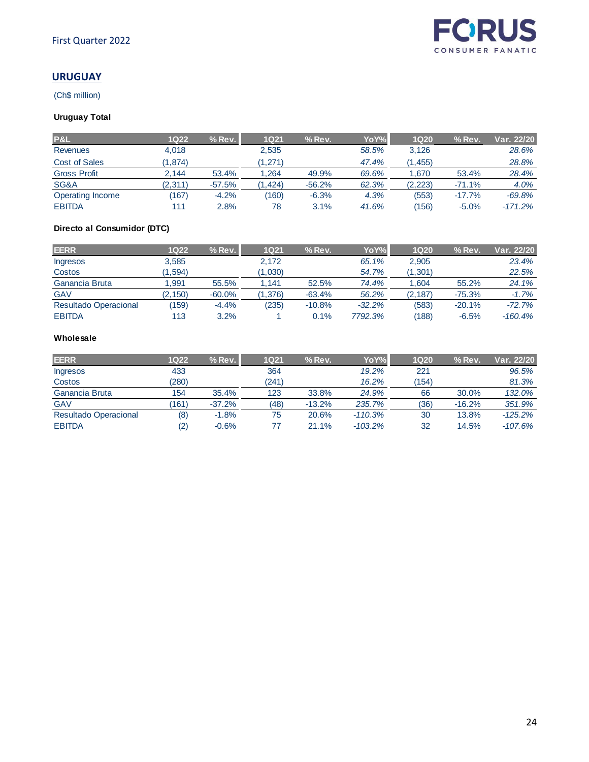## URUGUAY

(Ch$ million)

**Uruguay Total**

| P&L | 1Q22 | % Rev. | 1Q21 | % Rev. | YoY% | 1Q20 | % Rev. | Var. 22/20 |
|---|---|---|---|---|---|---|---|---|
| Revenues | 4,018 | | 2,535 | | *58.5%* | 3,126 | | *28.6%* |
| Cost of Sales | (1,874) | | (1,271) | | *47.4%* | (1,455) | | *28.8%* |
| Gross Profit | 2,144 | 53.4% | 1,264 | 49.9% | *69.6%* | 1,670 | 53.4% | *28.4%* |
| SG&A | (2,311) | -57.5% | (1,424) | -56.2% | *62.3%* | (2,223) | -71.1% | *4.0%* |
| Operating Income | (167) | -4.2% | (160) | -6.3% | *4.3%* | (553) | -17.7% | *-69.8%* |
| EBITDA | 111 | 2.8% | 78 | 3.1% | *41.6%* | (156) | -5.0% | *-171.2%* |

**Directo al Consumidor (DTC)**

| EERR | 1Q22 | % Rev. | 1Q21 | % Rev. | YoY% | 1Q20 | % Rev. | Var. 22/20 |
|---|---|---|---|---|---|---|---|---|
| Ingresos | 3,585 | | 2,172 | | *65.1%* | 2,905 | | *23.4%* |
| Costos | (1,594) | | (1,030) | | *54.7%* | (1,301) | | *22.5%* |
| Ganancia Bruta | 1,991 | 55.5% | 1,141 | 52.5% | *74.4%* | 1,604 | 55.2% | *24.1%* |
| GAV | (2,150) | -60.0% | (1,376) | -63.4% | *56.2%* | (2,187) | -75.3% | *-1.7%* |
| Resultado Operacional | (159) | -4.4% | (235) | -10.8% | *-32.2%* | (583) | -20.1% | *-72.7%* |
| EBITDA | 113 | 3.2% | 1 | 0.1% | *7792.3%* | (188) | -6.5% | *-160.4%* |

**Wholesale**

| EERR | 1Q22 | % Rev. | 1Q21 | % Rev. | YoY% | 1Q20 | % Rev. | Var. 22/20 |
|---|---|---|---|---|---|---|---|---|
| Ingresos | 433 | | 364 | | *19.2%* | 221 | | *96.5%* |
| Costos | (280) | | (241) | | *16.2%* | (154) | | *81.3%* |
| Ganancia Bruta | 154 | 35.4% | 123 | 33.8% | *24.9%* | 66 | 30.0% | *132.0%* |
| GAV | (161) | -37.2% | (48) | -13.2% | *235.7%* | (36) | -16.2% | *351.9%* |
| Resultado Operacional | (8) | -1.8% | 75 | 20.6% | *-110.3%* | 30 | 13.8% | *-125.2%* |
| EBITDA | (2) | -0.6% | 77 | 21.1% | *-103.2%* | 32 | 14.5% | *-107.6%* |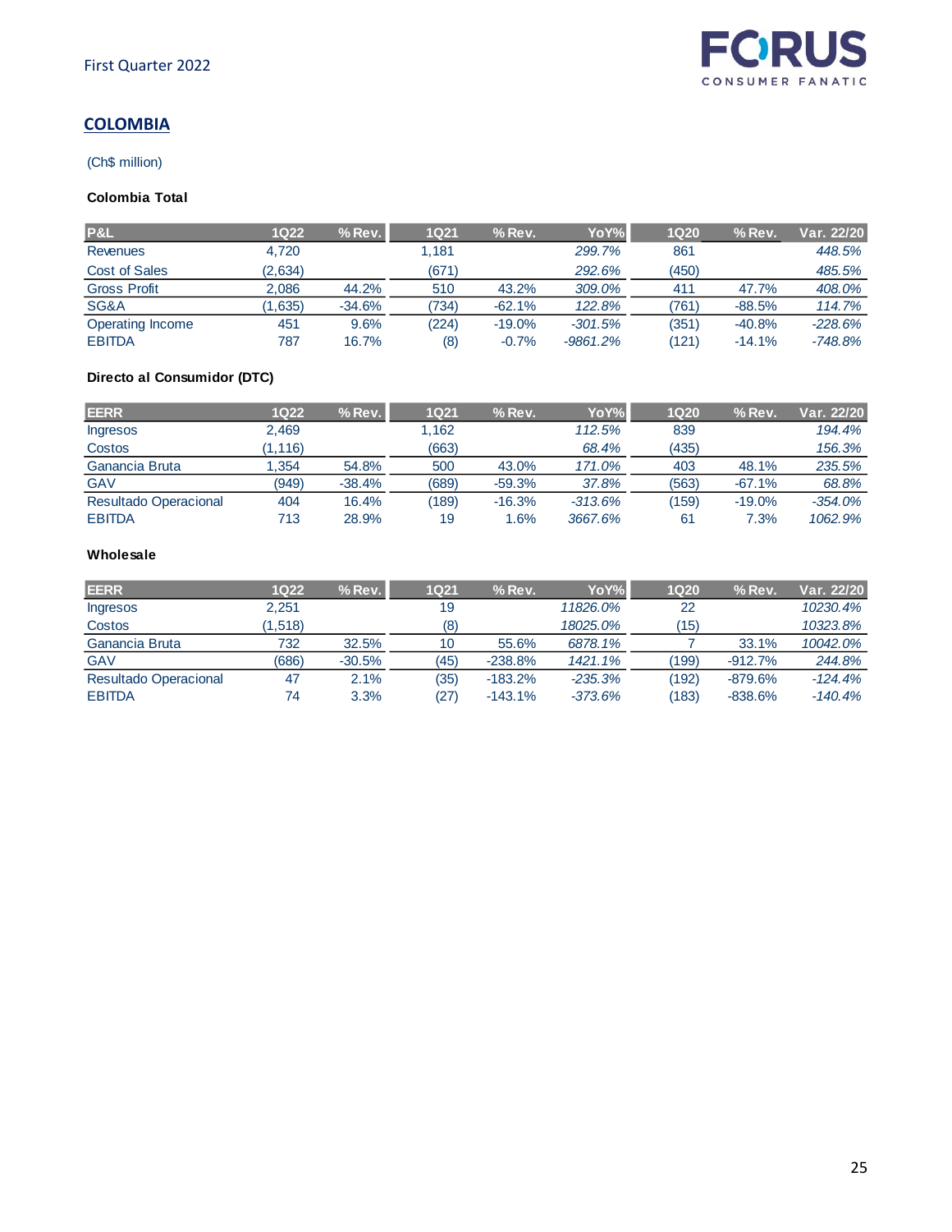## COLOMBIA

(Ch$ million)

**Colombia Total**

| P&L | 1Q22 | % Rev. | 1Q21 | % Rev. | YoY% | 1Q20 | % Rev. | Var. 22/20 |
|---|---|---|---|---|---|---|---|---|
| Revenues | 4,720 | | 1,181 | | 299.7% | 861 | | 448.5% |
| Cost of Sales | (2,634) | | (671) | | 292.6% | (450) | | 485.5% |
| Gross Profit | 2,086 | 44.2% | 510 | 43.2% | 309.0% | 411 | 47.7% | 408.0% |
| SG&A | (1,635) | -34.6% | (734) | -62.1% | 122.8% | (761) | -88.5% | 114.7% |
| Operating Income | 451 | 9.6% | (224) | -19.0% | -301.5% | (351) | -40.8% | -228.6% |
| EBITDA | 787 | 16.7% | (8) | -0.7% | -9861.2% | (121) | -14.1% | -748.8% |

**Directo al Consumidor (DTC)**

| EERR | 1Q22 | % Rev. | 1Q21 | % Rev. | YoY% | 1Q20 | % Rev. | Var. 22/20 |
|---|---|---|---|---|---|---|---|---|
| Ingresos | 2,469 | | 1,162 | | 112.5% | 839 | | 194.4% |
| Costos | (1,116) | | (663) | | 68.4% | (435) | | 156.3% |
| Ganancia Bruta | 1,354 | 54.8% | 500 | 43.0% | 171.0% | 403 | 48.1% | 235.5% |
| GAV | (949) | -38.4% | (689) | -59.3% | 37.8% | (563) | -67.1% | 68.8% |
| Resultado Operacional | 404 | 16.4% | (189) | -16.3% | -313.6% | (159) | -19.0% | -354.0% |
| EBITDA | 713 | 28.9% | 19 | 1.6% | 3667.6% | 61 | 7.3% | 1062.9% |

**Wholesale**

| EERR | 1Q22 | % Rev. | 1Q21 | % Rev. | YoY% | 1Q20 | % Rev. | Var. 22/20 |
|---|---|---|---|---|---|---|---|---|
| Ingresos | 2,251 | | 19 | | 11826.0% | 22 | | 10230.4% |
| Costos | (1,518) | | (8) | | 18025.0% | (15) | | 10323.8% |
| Ganancia Bruta | 732 | 32.5% | 10 | 55.6% | 6878.1% | 7 | 33.1% | 10042.0% |
| GAV | (686) | -30.5% | (45) | -238.8% | 1421.1% | (199) | -912.7% | 244.8% |
| Resultado Operacional | 47 | 2.1% | (35) | -183.2% | -235.3% | (192) | -879.6% | -124.4% |
| EBITDA | 74 | 3.3% | (27) | -143.1% | -373.6% | (183) | -838.6% | -140.4% |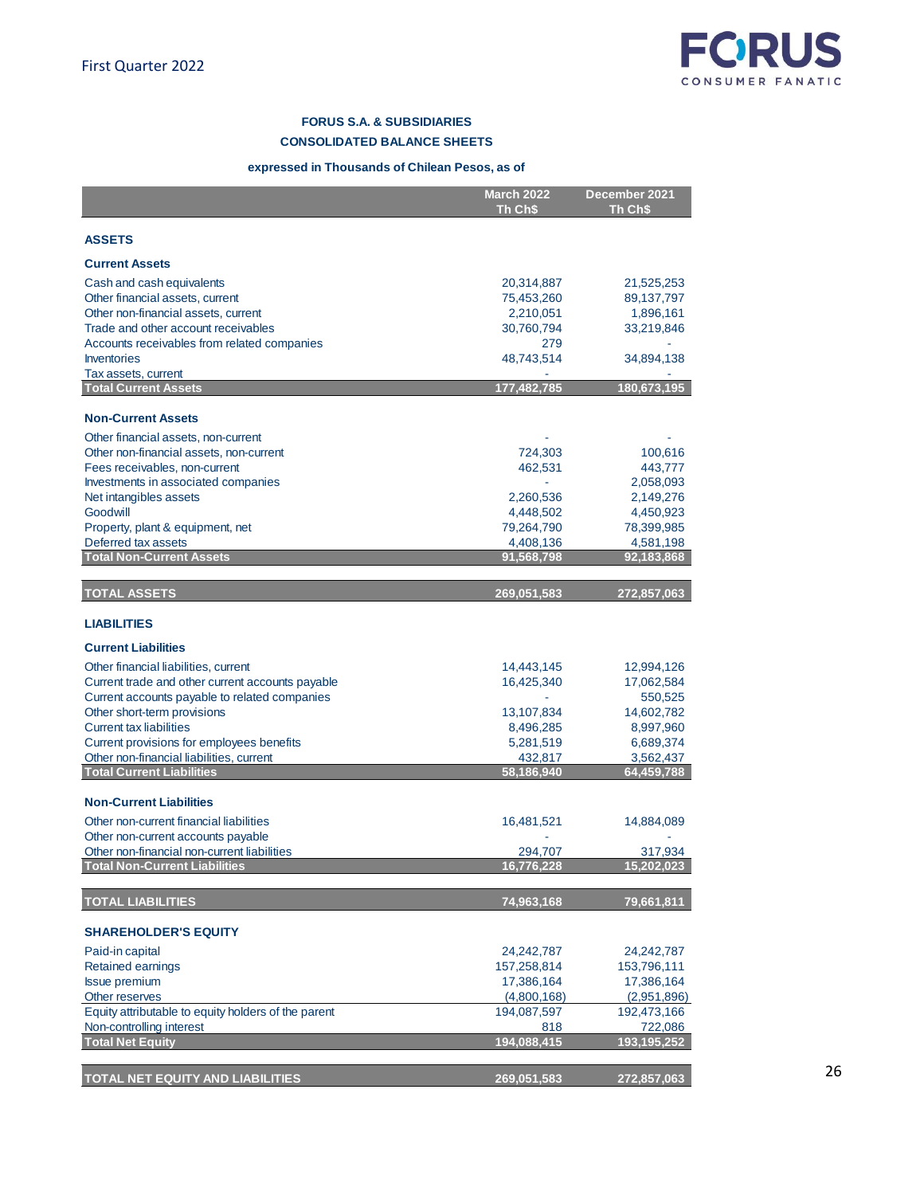**FORUS S.A. & SUBSIDIARIES**

**CONSOLIDATED BALANCE SHEETS**

**expressed in Thousands of Chilean Pesos, as of**

| | March 2022 Th Ch$ | December 2021 Th Ch$ |
|---|---|---|
| **ASSETS** | | |
| **Current Assets** | | |
| Cash and cash equivalents | 20,314,887 | 21,525,253 |
| Other financial assets, current | 75,453,260 | 89,137,797 |
| Other non-financial assets, current | 2,210,051 | 1,896,161 |
| Trade and other account receivables | 30,760,794 | 33,219,846 |
| Accounts receivables from related companies | 279 | - |
| Inventories | 48,743,514 | 34,894,138 |
| Tax assets, current | - | - |
| **Total Current Assets** | **177,482,785** | **180,673,195** |
| **Non-Current Assets** | | |
| Other financial assets, non-current | - | - |
| Other non-financial assets, non-current | 724,303 | 100,616 |
| Fees receivables, non-current | 462,531 | 443,777 |
| Investments in associated companies | - | 2,058,093 |
| Net intangibles assets | 2,260,536 | 2,149,276 |
| Goodwill | 4,448,502 | 4,450,923 |
| Property, plant & equipment, net | 79,264,790 | 78,399,985 |
| Deferred tax assets | 4,408,136 | 4,581,198 |
| **Total Non-Current Assets** | **91,568,798** | **92,183,868** |
| **TOTAL ASSETS** | **269,051,583** | **272,857,063** |
| **LIABILITIES** | | |
| **Current Liabilities** | | |
| Other financial liabilities, current | 14,443,145 | 12,994,126 |
| Current trade and other current accounts payable | 16,425,340 | 17,062,584 |
| Current accounts payable to related companies | - | 550,525 |
| Other short-term provisions | 13,107,834 | 14,602,782 |
| Current tax liabilities | 8,496,285 | 8,997,960 |
| Current provisions for employees benefits | 5,281,519 | 6,689,374 |
| Other non-financial liabilities, current | 432,817 | 3,562,437 |
| **Total Current Liabilities** | **58,186,940** | **64,459,788** |
| **Non-Current Liabilities** | | |
| Other non-current financial liabilities | 16,481,521 | 14,884,089 |
| Other non-current accounts payable | - | - |
| Other non-financial non-current liabilities | 294,707 | 317,934 |
| **Total Non-Current Liabilities** | **16,776,228** | **15,202,023** |
| **TOTAL LIABILITIES** | **74,963,168** | **79,661,811** |
| **SHAREHOLDER'S EQUITY** | | |
| Paid-in capital | 24,242,787 | 24,242,787 |
| Retained earnings | 157,258,814 | 153,796,111 |
| Issue premium | 17,386,164 | 17,386,164 |
| Other reserves | (4,800,168) | (2,951,896) |
| Equity attributable to equity holders of the parent | 194,087,597 | 192,473,166 |
| Non-controlling interest | 818 | 722,086 |
| **Total Net Equity** | **194,088,415** | **193,195,252** |
| **TOTAL NET EQUITY AND LIABILITIES** | **269,051,583** | **272,857,063** |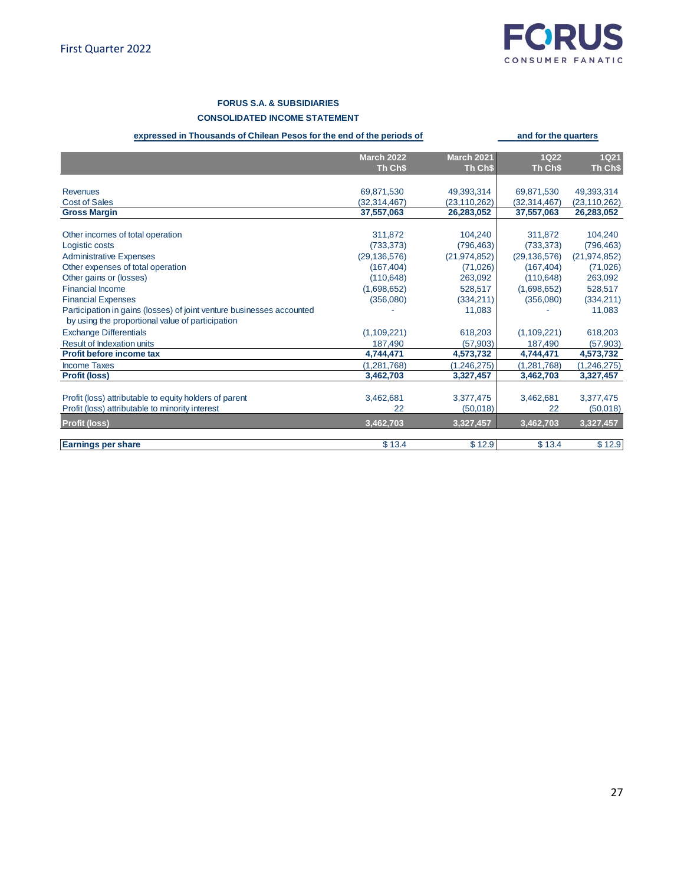### FORUS S.A. & SUBSIDIARIES

### CONSOLIDATED INCOME STATEMENT

| expressed in Thousands of Chilean Pesos for the end of the periods of | | | and for the quarters | |
|---|---|---|---|---|
| | **March 2022 Th Ch$** | **March 2021 Th Ch$** | **1Q22 Th Ch$** | **1Q21 Th Ch$** |
| Revenues | 69,871,530 | 49,393,314 | 69,871,530 | 49,393,314 |
| Cost of Sales | (32,314,467) | (23,110,262) | (32,314,467) | (23,110,262) |
| **Gross Margin** | **37,557,063** | **26,283,052** | **37,557,063** | **26,283,052** |
| Other incomes of total operation | 311,872 | 104,240 | 311,872 | 104,240 |
| Logistic costs | (733,373) | (796,463) | (733,373) | (796,463) |
| Administrative Expenses | (29,136,576) | (21,974,852) | (29,136,576) | (21,974,852) |
| Other expenses of total operation | (167,404) | (71,026) | (167,404) | (71,026) |
| Other gains or (losses) | (110,648) | 263,092 | (110,648) | 263,092 |
| Financial Income | (1,698,652) | 528,517 | (1,698,652) | 528,517 |
| Financial Expenses | (356,080) | (334,211) | (356,080) | (334,211) |
| Participation in gains (losses) of joint venture businesses accounted by using the proportional value of participation | - | 11,083 | - | 11,083 |
| Exchange Differentials | (1,109,221) | 618,203 | (1,109,221) | 618,203 |
| Result of Indexation units | 187,490 | (57,903) | 187,490 | (57,903) |
| **Profit before income tax** | **4,744,471** | **4,573,732** | **4,744,471** | **4,573,732** |
| Income Taxes | (1,281,768) | (1,246,275) | (1,281,768) | (1,246,275) |
| **Profit (loss)** | **3,462,703** | **3,327,457** | **3,462,703** | **3,327,457** |
| Profit (loss) attributable to equity holders of parent | 3,462,681 | 3,377,475 | 3,462,681 | 3,377,475 |
| Profit (loss) attributable to minority interest | 22 | (50,018) | 22 | (50,018) |
| **Profit (loss)** | **3,462,703** | **3,327,457** | **3,462,703** | **3,327,457** |
| **Earnings per share** | $ 13.4 | $ 12.9 | $ 13.4 | $ 12.9 |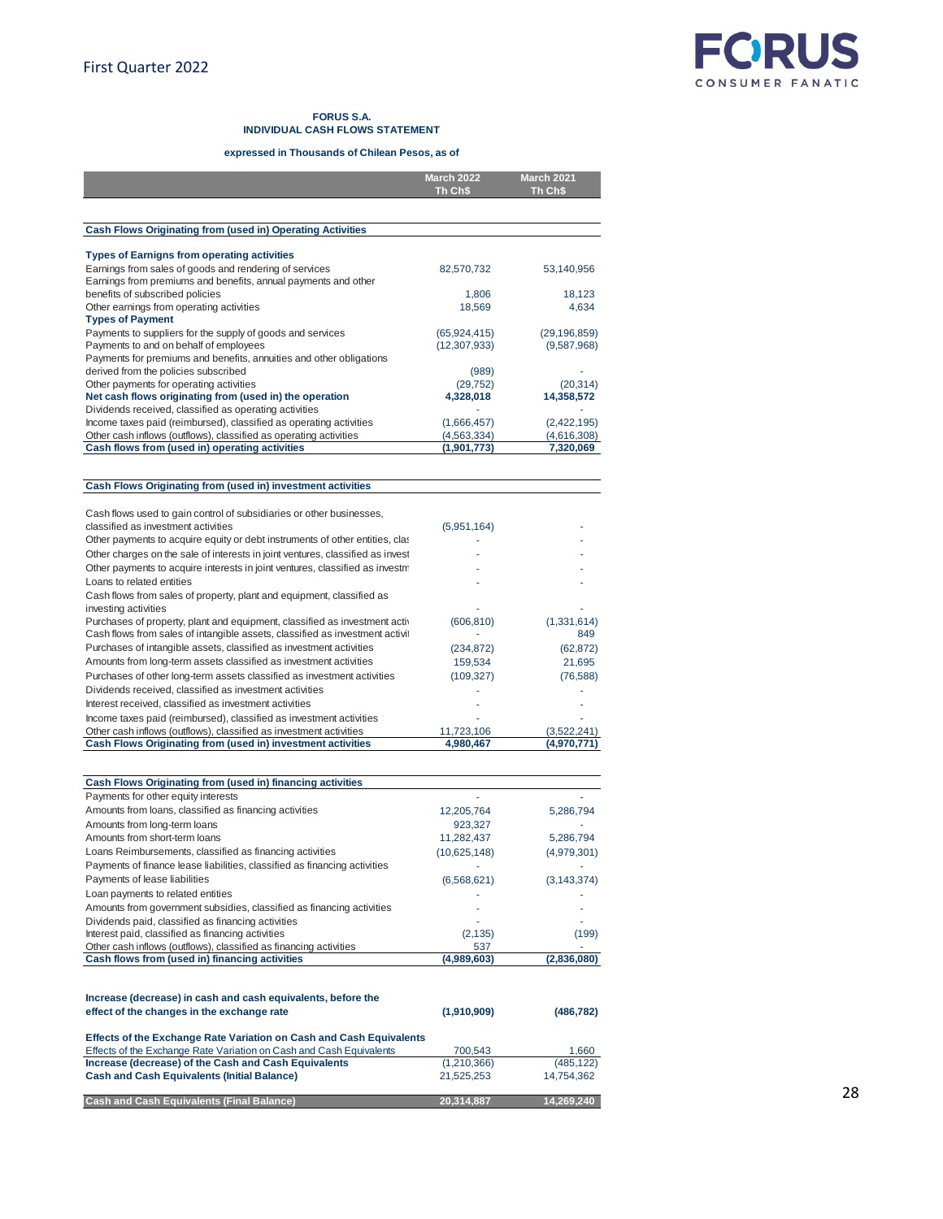**FORUS S.A.**
**INDIVIDUAL CASH FLOWS STATEMENT**

**expressed in Thousands of Chilean Pesos, as of**

| | March 2022 Th Ch$ | March 2021 Th Ch$ |
|---|---|---|
| **Cash Flows Originating from (used in) Operating Activities** | | |
| **Types of Earnigns from operating activities** | | |
| Earnings from sales of goods and rendering of services | 82,570,732 | 53,140,956 |
| Earnings from premiums and benefits, annual payments and other benefits of subscribed policies | 1,806 | 18,123 |
| Other earnings from operating activities | 18,569 | 4,634 |
| **Types of Payment** | | |
| Payments to suppliers for the supply of goods and services | (65,924,415) | (29,196,859) |
| Payments to and on behalf of employees | (12,307,933) | (9,587,968) |
| Payments for premiums and benefits, annuities and other obligations derived from the policies subscribed | (989) | - |
| Other payments for operating activities | (29,752) | (20,314) |
| **Net cash flows originating from (used in) the operation** | **4,328,018** | **14,358,572** |
| Dividends received, classified as operating activities | - | - |
| Income taxes paid (reimbursed), classified as operating activities | (1,666,457) | (2,422,195) |
| Other cash inflows (outflows), classified as operating activities | (4,563,334) | (4,616,308) |
| **Cash flows from (used in) operating activities** | **(1,901,773)** | **7,320,069** |
| **Cash Flows Originating from (used in) investment activities** | | |
| Cash flows used to gain control of subsidiaries or other businesses, classified as investment activities | (5,951,164) | - |
| Other payments to acquire equity or debt instruments of other entities, clas | - | - |
| Other charges on the sale of interests in joint ventures, classified as invest | - | - |
| Other payments to acquire interests in joint ventures, classified as investm | - | - |
| Loans to related entities | - | - |
| Cash flows from sales of property, plant and equipment, classified as investing activities | - | - |
| Purchases of property, plant and equipment, classified as investment activ | (606,810) | (1,331,614) |
| Cash flows from sales of intangible assets, classified as investment activi | - | 849 |
| Purchases of intangible assets, classified as investment activities | (234,872) | (62,872) |
| Amounts from long-term assets classified as investment activities | 159,534 | 21,695 |
| Purchases of other long-term assets classified as investment activities | (109,327) | (76,588) |
| Dividends received, classified as investment activities | - | - |
| Interest received, classified as investment activities | - | - |
| Income taxes paid (reimbursed), classified as investment activities | - | - |
| Other cash inflows (outflows), classified as investment activities | 11,723,106 | (3,522,241) |
| **Cash Flows Originating from (used in) investment activities** | **4,980,467** | **(4,970,771)** |
| **Cash Flows Originating from (used in) financing activities** | | |
| Payments for other equity interests | - | - |
| Amounts from loans, classified as financing activities | 12,205,764 | 5,286,794 |
| Amounts from long-term loans | 923,327 | - |
| Amounts from short-term loans | 11,282,437 | 5,286,794 |
| Loans Reimbursements, classified as financing activities | (10,625,148) | (4,979,301) |
| Payments of finance lease liabilities, classified as financing activities | - | - |
| Payments of lease liabilities | (6,568,621) | (3,143,374) |
| Loan payments to related entities | - | - |
| Amounts from government subsidies, classified as financing activities | - | - |
| Dividends paid, classified as financing activities | - | - |
| Interest paid, classified as financing activities | (2,135) | (199) |
| Other cash inflows (outflows), classified as financing activities | 537 | - |
| **Cash flows from (used in) financing activities** | **(4,989,603)** | **(2,836,080)** |
| **Increase (decrease) in cash and cash equivalents, before the effect of the changes in the exchange rate** | **(1,910,909)** | **(486,782)** |
| **Effects of the Exchange Rate Variation on Cash and Cash Equivalents** | | |
| Effects of the Exchange Rate Variation on Cash and Cash Equivalents | 700,543 | 1,660 |
| **Increase (decrease) of the Cash and Cash Equivalents** | (1,210,366) | (485,122) |
| **Cash and Cash Equivalents (Initial Balance)** | 21,525,253 | 14,754,362 |
| **Cash and Cash Equivalents (Final Balance)** | **20,314,887** | **14,269,240** |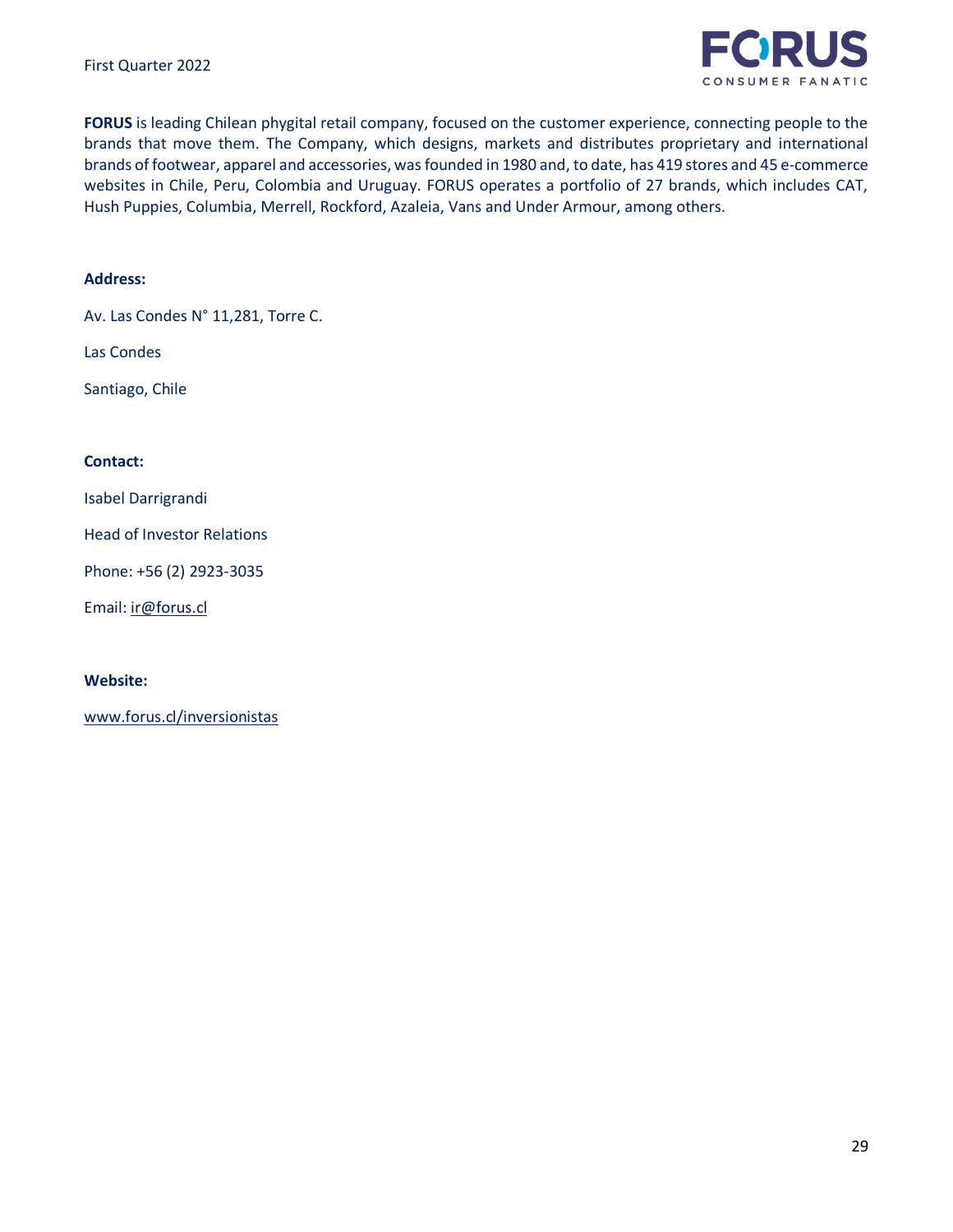**FORUS** is leading Chilean phygital retail company, focused on the customer experience, connecting people to the brands that move them. The Company, which designs, markets and distributes proprietary and international brands of footwear, apparel and accessories, was founded in 1980 and, to date, has 419 stores and 45 e-commerce websites in Chile, Peru, Colombia and Uruguay. FORUS operates a portfolio of 27 brands, which includes CAT, Hush Puppies, Columbia, Merrell, Rockford, Azaleia, Vans and Under Armour, among others.

**Address:**

Av. Las Condes N° 11,281, Torre C.

Las Condes

Santiago, Chile

**Contact:**

Isabel Darrigrandi

Head of Investor Relations

Phone: +56 (2) 2923-3035

Email: ir@forus.cl

**Website:**

www.forus.cl/inversionistas